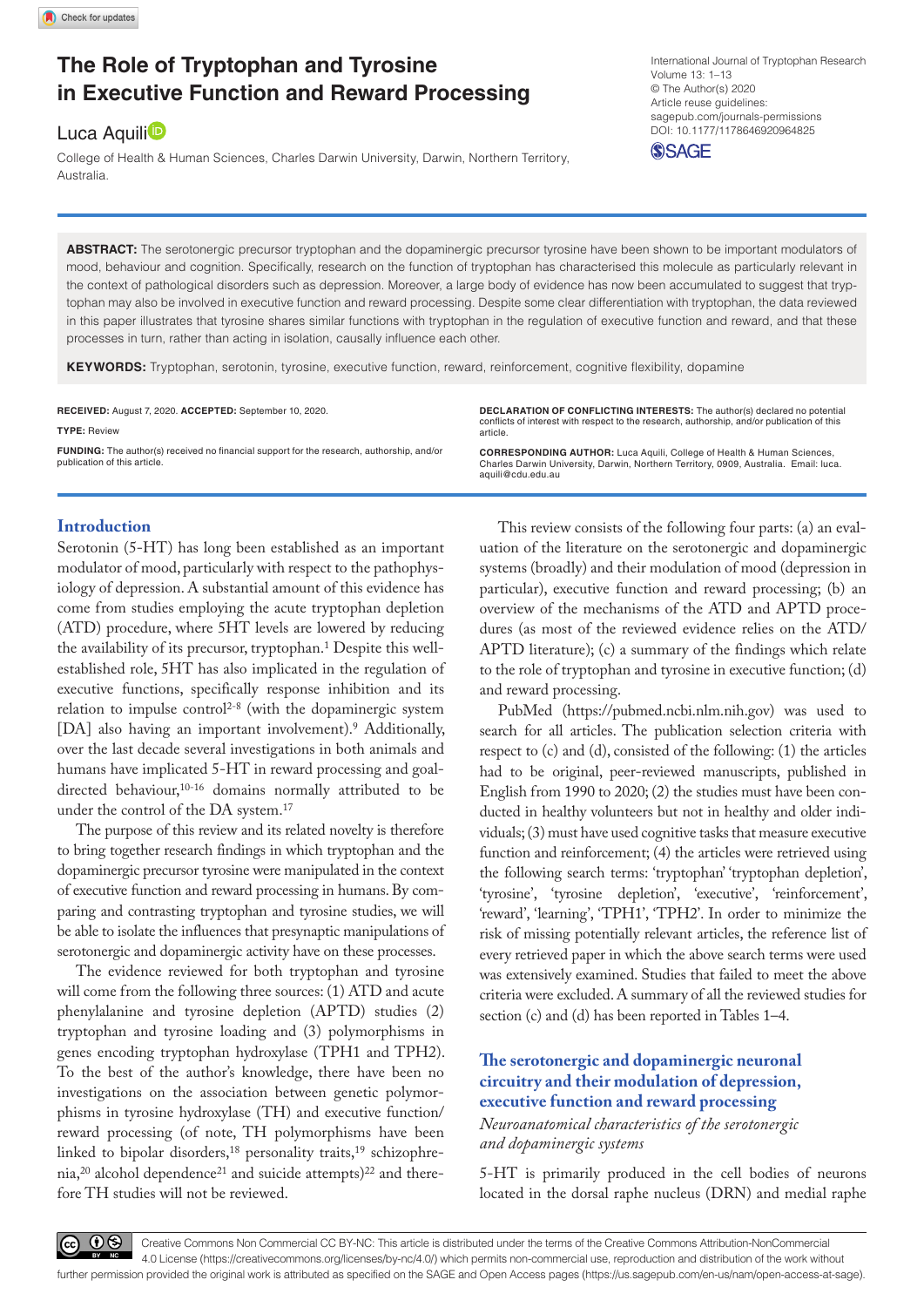# The Role of Tryptophan and Tyrosine in Executive Function and Reward Processing

Luca Aquili

College of Health & Human Sciences, Charles Darwin University, Darwin, Northern Territory, Australia.

International Journal of Tryptophan Research
Volume 13: 1–13
© The Author(s) 2020
Article reuse guidelines: sagepub.com/journals-permissions
DOI: 10.1177/1178646920964825

**ABSTRACT:** The serotonergic precursor tryptophan and the dopaminergic precursor tyrosine have been shown to be important modulators of mood, behaviour and cognition. Specifically, research on the function of tryptophan has characterised this molecule as particularly relevant in the context of pathological disorders such as depression. Moreover, a large body of evidence has now been accumulated to suggest that tryptophan may also be involved in executive function and reward processing. Despite some clear differentiation with tryptophan, the data reviewed in this paper illustrates that tyrosine shares similar functions with tryptophan in the regulation of executive function and reward, and that these processes in turn, rather than acting in isolation, causally influence each other.

**KEYWORDS:** Tryptophan, serotonin, tyrosine, executive function, reward, reinforcement, cognitive flexibility, dopamine

**RECEIVED:** August 7, 2020. **ACCEPTED:** September 10, 2020.

**TYPE:** Review

**FUNDING:** The author(s) received no financial support for the research, authorship, and/or publication of this article.

**DECLARATION OF CONFLICTING INTERESTS:** The author(s) declared no potential conflicts of interest with respect to the research, authorship, and/or publication of this article.

**CORRESPONDING AUTHOR:** Luca Aquili, College of Health & Human Sciences, Charles Darwin University, Darwin, Northern Territory, 0909, Australia. Email: luca.aquili@cdu.edu.au

## Introduction

Serotonin (5-HT) has long been established as an important modulator of mood, particularly with respect to the pathophysiology of depression. A substantial amount of this evidence has come from studies employing the acute tryptophan depletion (ATD) procedure, where 5HT levels are lowered by reducing the availability of its precursor, tryptophan.[1] Despite this well-established role, 5HT has also implicated in the regulation of executive functions, specifically response inhibition and its relation to impulse control[2-8] (with the dopaminergic system [DA] also having an important involvement).[9] Additionally, over the last decade several investigations in both animals and humans have implicated 5-HT in reward processing and goal-directed behaviour,[10-16] domains normally attributed to be under the control of the DA system.[17]

The purpose of this review and its related novelty is therefore to bring together research findings in which tryptophan and the dopaminergic precursor tyrosine were manipulated in the context of executive function and reward processing in humans. By comparing and contrasting tryptophan and tyrosine studies, we will be able to isolate the influences that presynaptic manipulations of serotonergic and dopaminergic activity have on these processes.

The evidence reviewed for both tryptophan and tyrosine will come from the following three sources: (1) ATD and acute phenylalanine and tyrosine depletion (APTD) studies (2) tryptophan and tyrosine loading and (3) polymorphisms in genes encoding tryptophan hydroxylase (TPH1 and TPH2). To the best of the author's knowledge, there have been no investigations on the association between genetic polymorphisms in tyrosine hydroxylase (TH) and executive function/reward processing (of note, TH polymorphisms have been linked to bipolar disorders,[18] personality traits,[19] schizophrenia,[20] alcohol dependence[21] and suicide attempts)[22] and therefore TH studies will not be reviewed.

This review consists of the following four parts: (a) an evaluation of the literature on the serotonergic and dopaminergic systems (broadly) and their modulation of mood (depression in particular), executive function and reward processing; (b) an overview of the mechanisms of the ATD and APTD procedures (as most of the reviewed evidence relies on the ATD/APTD literature); (c) a summary of the findings which relate to the role of tryptophan and tyrosine in executive function; (d) and reward processing.

PubMed (https://pubmed.ncbi.nlm.nih.gov) was used to search for all articles. The publication selection criteria with respect to (c) and (d), consisted of the following: (1) the articles had to be original, peer-reviewed manuscripts, published in English from 1990 to 2020; (2) the studies must have been conducted in healthy volunteers but not in healthy and older individuals; (3) must have used cognitive tasks that measure executive function and reinforcement; (4) the articles were retrieved using the following search terms: 'tryptophan' 'tryptophan depletion', 'tyrosine', 'tyrosine depletion', 'executive', 'reinforcement', 'reward', 'learning', 'TPH1', 'TPH2'. In order to minimize the risk of missing potentially relevant articles, the reference list of every retrieved paper in which the above search terms were used was extensively examined. Studies that failed to meet the above criteria were excluded. A summary of all the reviewed studies for section (c) and (d) has been reported in Tables 1–4.

## The serotonergic and dopaminergic neuronal circuitry and their modulation of depression, executive function and reward processing

### *Neuroanatomical characteristics of the serotonergic and dopaminergic systems*

5-HT is primarily produced in the cell bodies of neurons located in the dorsal raphe nucleus (DRN) and medial raphe

Creative Commons Non Commercial CC BY-NC: This article is distributed under the terms of the Creative Commons Attribution-NonCommercial 4.0 License (https://creativecommons.org/licenses/by-nc/4.0/) which permits non-commercial use, reproduction and distribution of the work without further permission provided the original work is attributed as specified on the SAGE and Open Access pages (https://us.sagepub.com/en-us/nam/open-access-at-sage).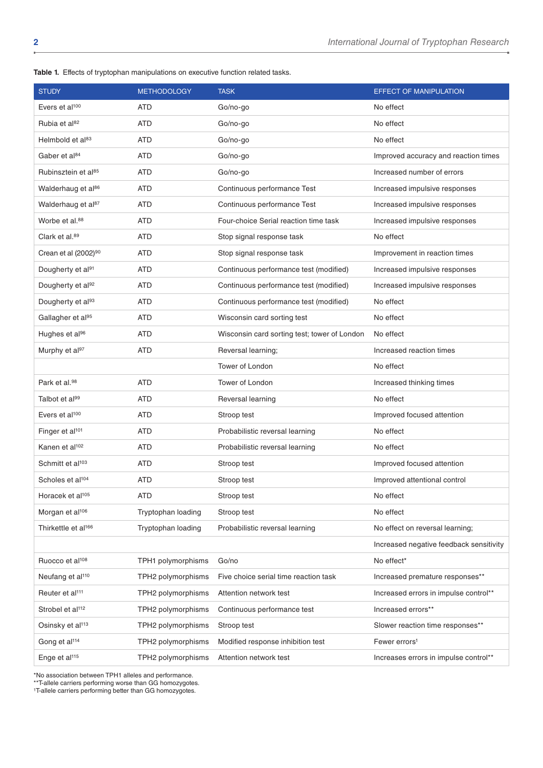**Table 1.** Effects of tryptophan manipulations on executive function related tasks.

| STUDY | METHODOLOGY | TASK | EFFECT OF MANIPULATION |
|---|---|---|---|
| Evers et al[100] | ATD | Go/no-go | No effect |
| Rubia et al[82] | ATD | Go/no-go | No effect |
| Helmbold et al[83] | ATD | Go/no-go | No effect |
| Gaber et al[84] | ATD | Go/no-go | Improved accuracy and reaction times |
| Rubinsztein et al[85] | ATD | Go/no-go | Increased number of errors |
| Walderhaug et al[86] | ATD | Continuous performance Test | Increased impulsive responses |
| Walderhaug et al[87] | ATD | Continuous performance Test | Increased impulsive responses |
| Worbe et al.[88] | ATD | Four-choice Serial reaction time task | Increased impulsive responses |
| Clark et al.[89] | ATD | Stop signal response task | No effect |
| Crean et al (2002)[90] | ATD | Stop signal response task | Improvement in reaction times |
| Dougherty et al[91] | ATD | Continuous performance test (modified) | Increased impulsive responses |
| Dougherty et al[92] | ATD | Continuous performance test (modified) | Increased impulsive responses |
| Dougherty et al[93] | ATD | Continuous performance test (modified) | No effect |
| Gallagher et al[95] | ATD | Wisconsin card sorting test | No effect |
| Hughes et al[96] | ATD | Wisconsin card sorting test; tower of London | No effect |
| Murphy et al[97] | ATD | Reversal learning; | Increased reaction times |
| | | Tower of London | No effect |
| Park et al.[98] | ATD | Tower of London | Increased thinking times |
| Talbot et al[99] | ATD | Reversal learning | No effect |
| Evers et al[100] | ATD | Stroop test | Improved focused attention |
| Finger et al[101] | ATD | Probabilistic reversal learning | No effect |
| Kanen et al[102] | ATD | Probabilistic reversal learning | No effect |
| Schmitt et al[103] | ATD | Stroop test | Improved focused attention |
| Scholes et al[104] | ATD | Stroop test | Improved attentional control |
| Horacek et al[105] | ATD | Stroop test | No effect |
| Morgan et al[106] | Tryptophan loading | Stroop test | No effect |
| Thirkettle et al[166] | Tryptophan loading | Probabilistic reversal learning | No effect on reversal learning; |
| | | | Increased negative feedback sensitivity |
| Ruocco et al[108] | TPH1 polymorphisms | Go/no | No effect* |
| Neufang et al[110] | TPH2 polymorphisms | Five choice serial time reaction task | Increased premature responses** |
| Reuter et al[111] | TPH2 polymorphisms | Attention network test | Increased errors in impulse control** |
| Strobel et al[112] | TPH2 polymorphisms | Continuous performance test | Increased errors** |
| Osinsky et al[113] | TPH2 polymorphisms | Stroop test | Slower reaction time responses** |
| Gong et al[114] | TPH2 polymorphisms | Modified response inhibition test | Fewer errors[1] |
| Enge et al[115] | TPH2 polymorphisms | Attention network test | Increases errors in impulse control** |

*No association between TPH1 alleles and performance.
**T-allele carriers performing worse than GG homozygotes.
[1]T-allele carriers performing better than GG homozygotes.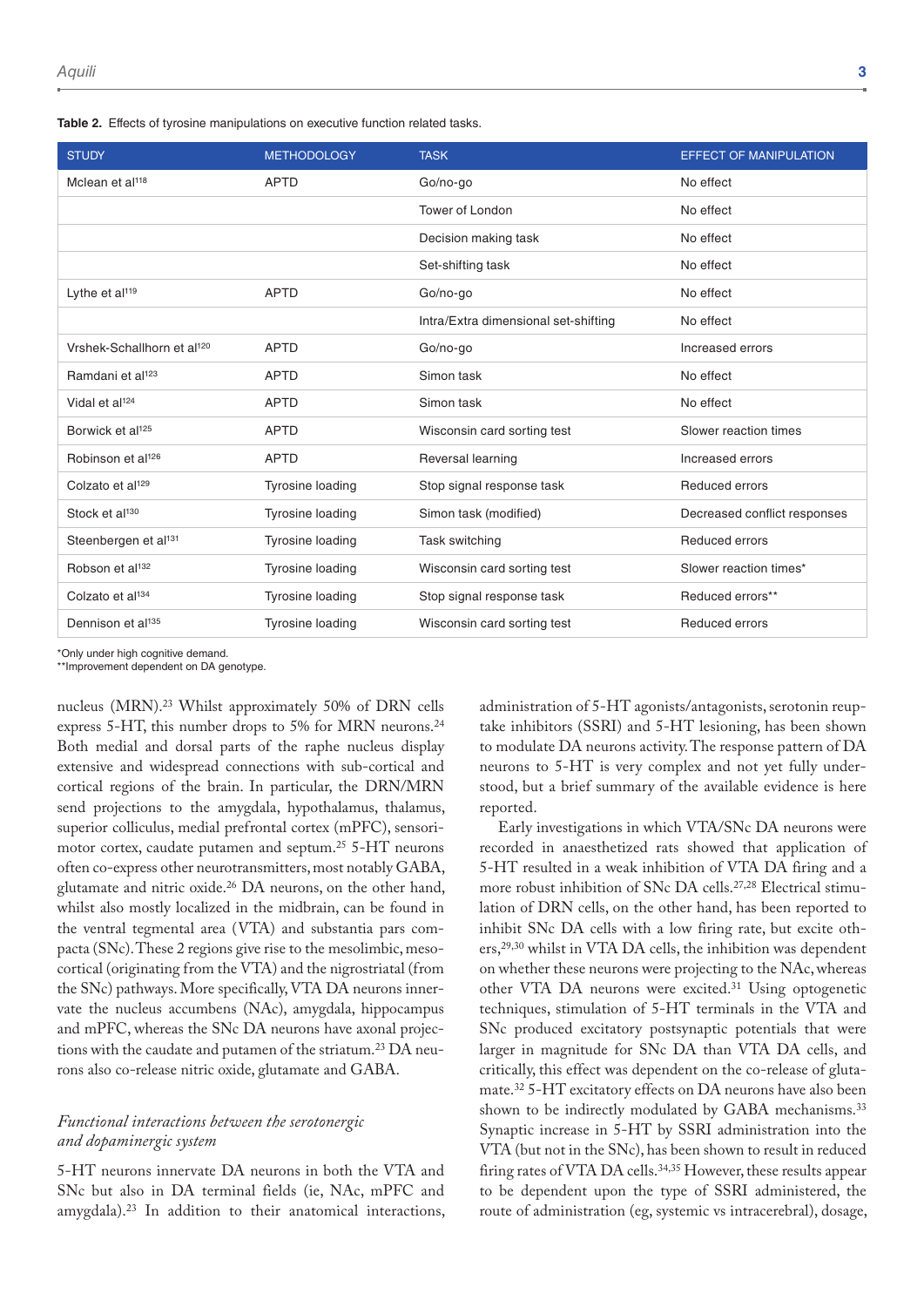**Table 2.** Effects of tyrosine manipulations on executive function related tasks.

| STUDY | METHODOLOGY | TASK | EFFECT OF MANIPULATION |
|---|---|---|---|
| Mclean et al[118] | APTD | Go/no-go | No effect |
| | | Tower of London | No effect |
| | | Decision making task | No effect |
| | | Set-shifting task | No effect |
| Lythe et al[119] | APTD | Go/no-go | No effect |
| | | Intra/Extra dimensional set-shifting | No effect |
| Vrshek-Schallhorn et al[120] | APTD | Go/no-go | Increased errors |
| Ramdani et al[123] | APTD | Simon task | No effect |
| Vidal et al[124] | APTD | Simon task | No effect |
| Borwick et al[125] | APTD | Wisconsin card sorting test | Slower reaction times |
| Robinson et al[126] | APTD | Reversal learning | Increased errors |
| Colzato et al[129] | Tyrosine loading | Stop signal response task | Reduced errors |
| Stock et al[130] | Tyrosine loading | Simon task (modified) | Decreased conflict responses |
| Steenbergen et al[131] | Tyrosine loading | Task switching | Reduced errors |
| Robson et al[132] | Tyrosine loading | Wisconsin card sorting test | Slower reaction times* |
| Colzato et al[134] | Tyrosine loading | Stop signal response task | Reduced errors** |
| Dennison et al[135] | Tyrosine loading | Wisconsin card sorting test | Reduced errors |

*Only under high cognitive demand.
**Improvement dependent on DA genotype.

nucleus (MRN).[23] Whilst approximately 50% of DRN cells express 5-HT, this number drops to 5% for MRN neurons.[24] Both medial and dorsal parts of the raphe nucleus display extensive and widespread connections with sub-cortical and cortical regions of the brain. In particular, the DRN/MRN send projections to the amygdala, hypothalamus, thalamus, superior colliculus, medial prefrontal cortex (mPFC), sensorimotor cortex, caudate putamen and septum.[25] 5-HT neurons often co-express other neurotransmitters, most notably GABA, glutamate and nitric oxide.[26] DA neurons, on the other hand, whilst also mostly localized in the midbrain, can be found in the ventral tegmental area (VTA) and substantia pars compacta (SNc). These 2 regions give rise to the mesolimbic, mesocortical (originating from the VTA) and the nigrostriatal (from the SNc) pathways. More specifically, VTA DA neurons innervate the nucleus accumbens (NAc), amygdala, hippocampus and mPFC, whereas the SNc DA neurons have axonal projections with the caudate and putamen of the striatum.[23] DA neurons also co-release nitric oxide, glutamate and GABA.

### *Functional interactions between the serotonergic and dopaminergic system*

5-HT neurons innervate DA neurons in both the VTA and SNc but also in DA terminal fields (ie, NAc, mPFC and amygdala).[23] In addition to their anatomical interactions, administration of 5-HT agonists/antagonists, serotonin reuptake inhibitors (SSRI) and 5-HT lesioning, has been shown to modulate DA neurons activity. The response pattern of DA neurons to 5-HT is very complex and not yet fully understood, but a brief summary of the available evidence is here reported.

Early investigations in which VTA/SNc DA neurons were recorded in anaesthetized rats showed that application of 5-HT resulted in a weak inhibition of VTA DA firing and a more robust inhibition of SNc DA cells.[27,28] Electrical stimulation of DRN cells, on the other hand, has been reported to inhibit SNc DA cells with a low firing rate, but excite others,[29,30] whilst in VTA DA cells, the inhibition was dependent on whether these neurons were projecting to the NAc, whereas other VTA DA neurons were excited.[31] Using optogenetic techniques, stimulation of 5-HT terminals in the VTA and SNc produced excitatory postsynaptic potentials that were larger in magnitude for SNc DA than VTA DA cells, and critically, this effect was dependent on the co-release of glutamate.[32] 5-HT excitatory effects on DA neurons have also been shown to be indirectly modulated by GABA mechanisms.[33] Synaptic increase in 5-HT by SSRI administration into the VTA (but not in the SNc), has been shown to result in reduced firing rates of VTA DA cells.[34,35] However, these results appear to be dependent upon the type of SSRI administered, the route of administration (eg, systemic vs intracerebral), dosage,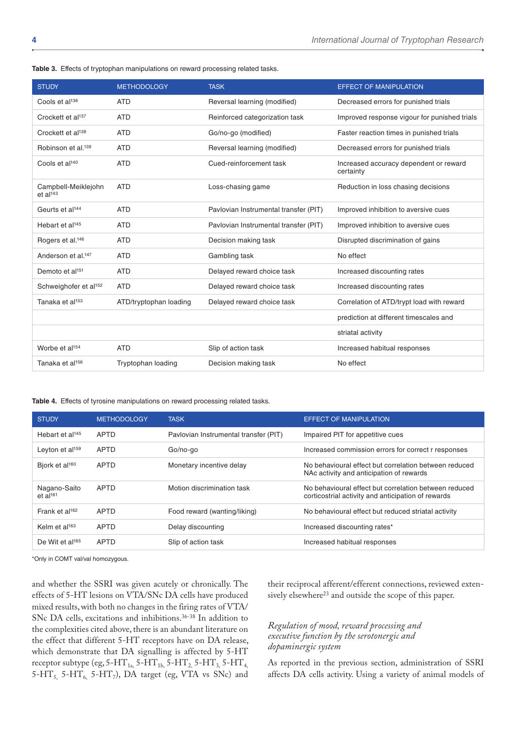**Table 3.** Effects of tryptophan manipulations on reward processing related tasks.

| STUDY | METHODOLOGY | TASK | EFFECT OF MANIPULATION |
|---|---|---|---|
| Cools et al[136] | ATD | Reversal learning (modified) | Decreased errors for punished trials |
| Crockett et al[137] | ATD | Reinforced categorization task | Improved response vigour for punished trials |
| Crockett et al[138] | ATD | Go/no-go (modified) | Faster reaction times in punished trials |
| Robinson et al.[139] | ATD | Reversal learning (modified) | Decreased errors for punished trials |
| Cools et al[140] | ATD | Cued-reinforcement task | Increased accuracy dependent or reward certainty |
| Campbell-Meiklejohn et al[143] | ATD | Loss-chasing game | Reduction in loss chasing decisions |
| Geurts et al[144] | ATD | Pavlovian Instrumental transfer (PIT) | Improved inhibition to aversive cues |
| Hebart et al[145] | ATD | Pavlovian Instrumental transfer (PIT) | Improved inhibition to aversive cues |
| Rogers et al.[146] | ATD | Decision making task | Disrupted discrimination of gains |
| Anderson et al.[147] | ATD | Gambling task | No effect |
| Demoto et al[151] | ATD | Delayed reward choice task | Increased discounting rates |
| Schweighofer et al[152] | ATD | Delayed reward choice task | Increased discounting rates |
| Tanaka et al[153] | ATD/tryptophan loading | Delayed reward choice task | Correlation of ATD/trypt load with reward prediction at different timescales and striatal activity |
| Worbe et al[154] | ATD | Slip of action task | Increased habitual responses |
| Tanaka et al[156] | Tryptophan loading | Decision making task | No effect |

**Table 4.** Effects of tyrosine manipulations on reward processing related tasks.

| STUDY | METHODOLOGY | TASK | EFFECT OF MANIPULATION |
|---|---|---|---|
| Hebart et al[145] | APTD | Pavlovian Instrumental transfer (PIT) | Impaired PIT for appetitive cues |
| Leyton et al[159] | APTD | Go/no-go | Increased commission errors for correct r responses |
| Bjork et al[160] | APTD | Monetary incentive delay | No behavioural effect but correlation between reduced NAc activity and anticipation of rewards |
| Nagano-Saito et al[161] | APTD | Motion discrimination task | No behavioural effect but correlation between reduced corticostrial activity and anticipation of rewards |
| Frank et al[162] | APTD | Food reward (wanting/liking) | No behavioural effect but reduced striatal activity |
| Kelm et al[163] | APTD | Delay discounting | Increased discounting rates* |
| De Wit et al[165] | APTD | Slip of action task | Increased habitual responses |

*Only in COMT val/val homozygous.

and whether the SSRI was given acutely or chronically. The effects of 5-HT lesions on VTA/SNc DA cells have produced mixed results, with both no changes in the firing rates of VTA/SNc DA cells, excitations and inhibitions.[36-38] In addition to the complexities cited above, there is an abundant literature on the effect that different 5-HT receptors have on DA release, which demonstrate that DA signalling is affected by 5-HT receptor subtype (eg, $5\text{-HT}_{1a}$, $5\text{-HT}_{1b}$, $5\text{-HT}_2$, $5\text{-HT}_3$, $5\text{-HT}_4$, $5\text{-HT}_5$, $5\text{-HT}_6$, $5\text{-HT}_7$), DA target (eg, VTA vs SNc) and their reciprocal afferent/efferent connections, reviewed extensively elsewhere[23] and outside the scope of this paper.

### *Regulation of mood, reward processing and executive function by the serotonergic and dopaminergic system*

As reported in the previous section, administration of SSRI affects DA cells activity. Using a variety of animal models of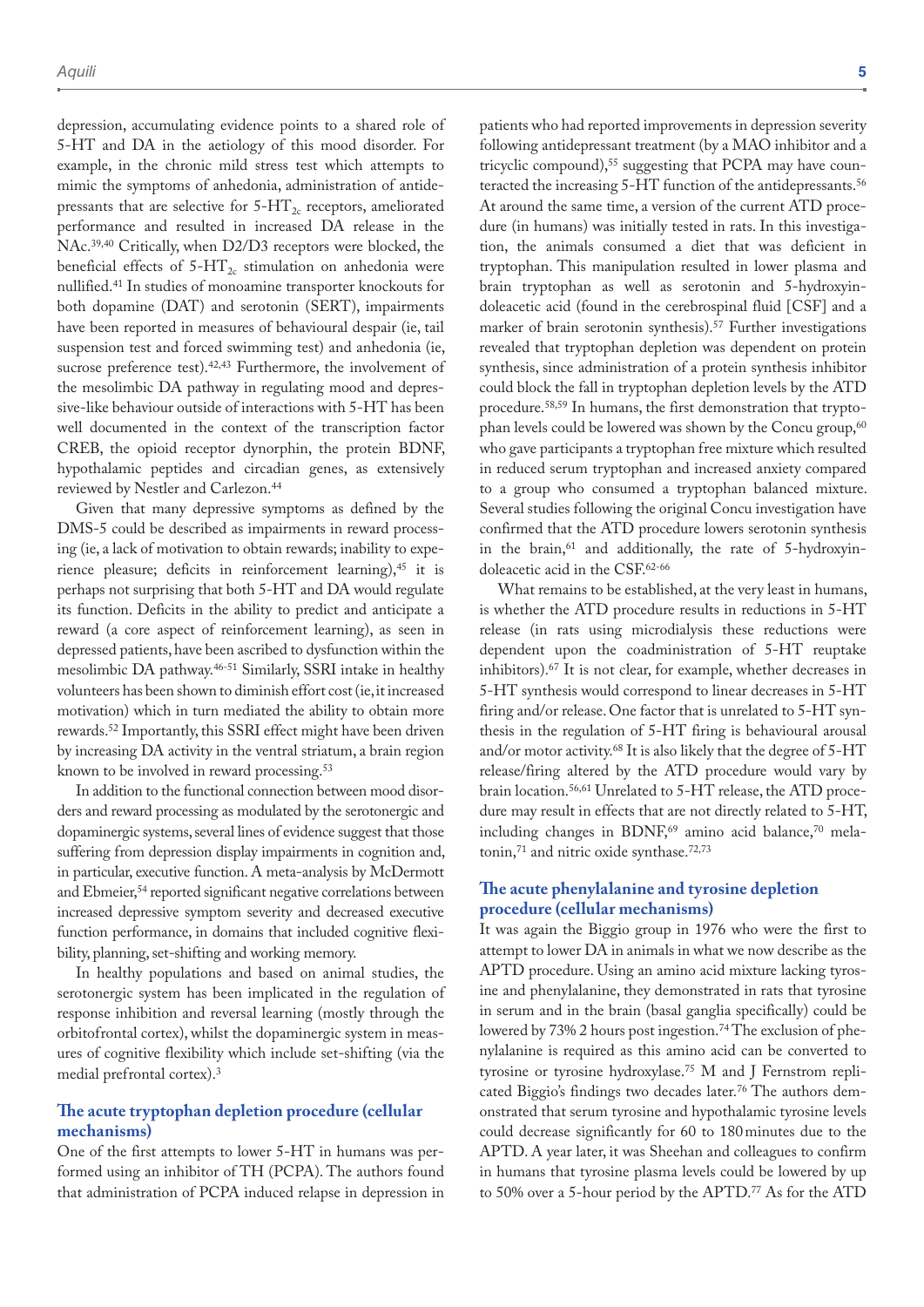depression, accumulating evidence points to a shared role of 5-HT and DA in the aetiology of this mood disorder. For example, in the chronic mild stress test which attempts to mimic the symptoms of anhedonia, administration of antidepressants that are selective for $5\text{-HT}_{2c}$ receptors, ameliorated performance and resulted in increased DA release in the NAc.[39,40] Critically, when D2/D3 receptors were blocked, the beneficial effects of $5\text{-HT}_{2c}$ stimulation on anhedonia were nullified.[41] In studies of monoamine transporter knockouts for both dopamine (DAT) and serotonin (SERT), impairments have been reported in measures of behavioural despair (ie, tail suspension test and forced swimming test) and anhedonia (ie, sucrose preference test).[42,43] Furthermore, the involvement of the mesolimbic DA pathway in regulating mood and depressive-like behaviour outside of interactions with 5-HT has been well documented in the context of the transcription factor CREB, the opioid receptor dynorphin, the protein BDNF, hypothalamic peptides and circadian genes, as extensively reviewed by Nestler and Carlezon.[44]

Given that many depressive symptoms as defined by the DMS-5 could be described as impairments in reward processing (ie, a lack of motivation to obtain rewards; inability to experience pleasure; deficits in reinforcement learning),[45] it is perhaps not surprising that both 5-HT and DA would regulate its function. Deficits in the ability to predict and anticipate a reward (a core aspect of reinforcement learning), as seen in depressed patients, have been ascribed to dysfunction within the mesolimbic DA pathway.[46-51] Similarly, SSRI intake in healthy volunteers has been shown to diminish effort cost (ie, it increased motivation) which in turn mediated the ability to obtain more rewards.[52] Importantly, this SSRI effect might have been driven by increasing DA activity in the ventral striatum, a brain region known to be involved in reward processing.[53]

In addition to the functional connection between mood disorders and reward processing as modulated by the serotonergic and dopaminergic systems, several lines of evidence suggest that those suffering from depression display impairments in cognition and, in particular, executive function. A meta-analysis by McDermott and Ebmeier,[54] reported significant negative correlations between increased depressive symptom severity and decreased executive function performance, in domains that included cognitive flexibility, planning, set-shifting and working memory.

In healthy populations and based on animal studies, the serotonergic system has been implicated in the regulation of response inhibition and reversal learning (mostly through the orbitofrontal cortex), whilst the dopaminergic system in measures of cognitive flexibility which include set-shifting (via the medial prefrontal cortex).[3]

## The acute tryptophan depletion procedure (cellular mechanisms)

One of the first attempts to lower 5-HT in humans was performed using an inhibitor of TH (PCPA). The authors found that administration of PCPA induced relapse in depression in patients who had reported improvements in depression severity following antidepressant treatment (by a MAO inhibitor and a tricyclic compound),[55] suggesting that PCPA may have counteracted the increasing 5-HT function of the antidepressants.[56] At around the same time, a version of the current ATD procedure (in humans) was initially tested in rats. In this investigation, the animals consumed a diet that was deficient in tryptophan. This manipulation resulted in lower plasma and brain tryptophan as well as serotonin and 5-hydroxyindoleacetic acid (found in the cerebrospinal fluid [CSF] and a marker of brain serotonin synthesis).[57] Further investigations revealed that tryptophan depletion was dependent on protein synthesis, since administration of a protein synthesis inhibitor could block the fall in tryptophan depletion levels by the ATD procedure.[58,59] In humans, the first demonstration that tryptophan levels could be lowered was shown by the Concu group,[60] who gave participants a tryptophan free mixture which resulted in reduced serum tryptophan and increased anxiety compared to a group who consumed a tryptophan balanced mixture. Several studies following the original Concu investigation have confirmed that the ATD procedure lowers serotonin synthesis in the brain,[61] and additionally, the rate of 5-hydroxyindoleacetic acid in the CSF.[62-66]

What remains to be established, at the very least in humans, is whether the ATD procedure results in reductions in 5-HT release (in rats using microdialysis these reductions were dependent upon the coadministration of 5-HT reuptake inhibitors).[67] It is not clear, for example, whether decreases in 5-HT synthesis would correspond to linear decreases in 5-HT firing and/or release. One factor that is unrelated to 5-HT synthesis in the regulation of 5-HT firing is behavioural arousal and/or motor activity.[68] It is also likely that the degree of 5-HT release/firing altered by the ATD procedure would vary by brain location.[56,61] Unrelated to 5-HT release, the ATD procedure may result in effects that are not directly related to 5-HT, including changes in BDNF,[69] amino acid balance,[70] melatonin,[71] and nitric oxide synthase.[72,73]

## The acute phenylalanine and tyrosine depletion procedure (cellular mechanisms)

It was again the Biggio group in 1976 who were the first to attempt to lower DA in animals in what we now describe as the APTD procedure. Using an amino acid mixture lacking tyrosine and phenylalanine, they demonstrated in rats that tyrosine in serum and in the brain (basal ganglia specifically) could be lowered by 73% 2 hours post ingestion.[74] The exclusion of phenylalanine is required as this amino acid can be converted to tyrosine or tyrosine hydroxylase.[75] M and J Fernstrom replicated Biggio's findings two decades later.[76] The authors demonstrated that serum tyrosine and hypothalamic tyrosine levels could decrease significantly for 60 to 180 minutes due to the APTD. A year later, it was Sheehan and colleagues to confirm in humans that tyrosine plasma levels could be lowered by up to 50% over a 5-hour period by the APTD.[77] As for the ATD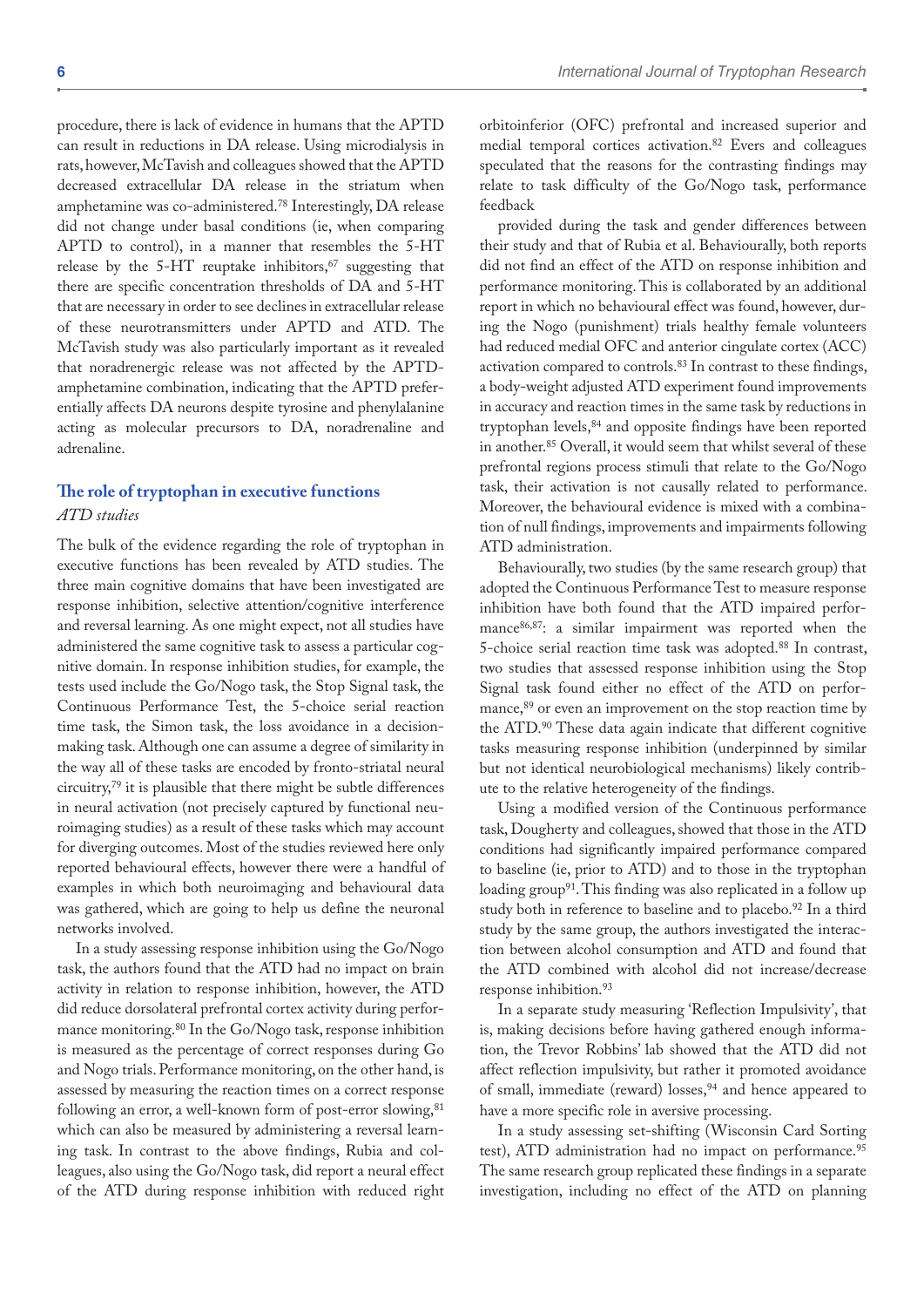procedure, there is lack of evidence in humans that the APTD can result in reductions in DA release. Using microdialysis in rats, however, McTavish and colleagues showed that the APTD decreased extracellular DA release in the striatum when amphetamine was co-administered.[78] Interestingly, DA release did not change under basal conditions (ie, when comparing APTD to control), in a manner that resembles the 5-HT release by the 5-HT reuptake inhibitors,[67] suggesting that there are specific concentration thresholds of DA and 5-HT that are necessary in order to see declines in extracellular release of these neurotransmitters under APTD and ATD. The McTavish study was also particularly important as it revealed that noradrenergic release was not affected by the APTD-amphetamine combination, indicating that the APTD preferentially affects DA neurons despite tyrosine and phenylalanine acting as molecular precursors to DA, noradrenaline and adrenaline.

## The role of tryptophan in executive functions

### *ATD studies*

The bulk of the evidence regarding the role of tryptophan in executive functions has been revealed by ATD studies. The three main cognitive domains that have been investigated are response inhibition, selective attention/cognitive interference and reversal learning. As one might expect, not all studies have administered the same cognitive task to assess a particular cognitive domain. In response inhibition studies, for example, the tests used include the Go/Nogo task, the Stop Signal task, the Continuous Performance Test, the 5-choice serial reaction time task, the Simon task, the loss avoidance in a decision-making task. Although one can assume a degree of similarity in the way all of these tasks are encoded by fronto-striatal neural circuitry,[79] it is plausible that there might be subtle differences in neural activation (not precisely captured by functional neuroimaging studies) as a result of these tasks which may account for diverging outcomes. Most of the studies reviewed here only reported behavioural effects, however there were a handful of examples in which both neuroimaging and behavioural data was gathered, which are going to help us define the neuronal networks involved.

In a study assessing response inhibition using the Go/Nogo task, the authors found that the ATD had no impact on brain activity in relation to response inhibition, however, the ATD did reduce dorsolateral prefrontal cortex activity during performance monitoring.[80] In the Go/Nogo task, response inhibition is measured as the percentage of correct responses during Go and Nogo trials. Performance monitoring, on the other hand, is assessed by measuring the reaction times on a correct response following an error, a well-known form of post-error slowing,[81] which can also be measured by administering a reversal learning task. In contrast to the above findings, Rubia and colleagues, also using the Go/Nogo task, did report a neural effect of the ATD during response inhibition with reduced right orbitoinferior (OFC) prefrontal and increased superior and medial temporal cortices activation.[82] Evers and colleagues speculated that the reasons for the contrasting findings may relate to task difficulty of the Go/Nogo task, performance feedback

provided during the task and gender differences between their study and that of Rubia et al. Behaviourally, both reports did not find an effect of the ATD on response inhibition and performance monitoring. This is collaborated by an additional report in which no behavioural effect was found, however, during the Nogo (punishment) trials healthy female volunteers had reduced medial OFC and anterior cingulate cortex (ACC) activation compared to controls.[83] In contrast to these findings, a body-weight adjusted ATD experiment found improvements in accuracy and reaction times in the same task by reductions in tryptophan levels,[84] and opposite findings have been reported in another.[85] Overall, it would seem that whilst several of these prefrontal regions process stimuli that relate to the Go/Nogo task, their activation is not causally related to performance. Moreover, the behavioural evidence is mixed with a combination of null findings, improvements and impairments following ATD administration.

Behaviourally, two studies (by the same research group) that adopted the Continuous Performance Test to measure response inhibition have both found that the ATD impaired performance[86,87]: a similar impairment was reported when the 5-choice serial reaction time task was adopted.[88] In contrast, two studies that assessed response inhibition using the Stop Signal task found either no effect of the ATD on performance,[89] or even an improvement on the stop reaction time by the ATD.[90] These data again indicate that different cognitive tasks measuring response inhibition (underpinned by similar but not identical neurobiological mechanisms) likely contribute to the relative heterogeneity of the findings.

Using a modified version of the Continuous performance task, Dougherty and colleagues, showed that those in the ATD conditions had significantly impaired performance compared to baseline (ie, prior to ATD) and to those in the tryptophan loading group[91]. This finding was also replicated in a follow up study both in reference to baseline and to placebo.[92] In a third study by the same group, the authors investigated the interaction between alcohol consumption and ATD and found that the ATD combined with alcohol did not increase/decrease response inhibition.[93]

In a separate study measuring 'Reflection Impulsivity', that is, making decisions before having gathered enough information, the Trevor Robbins' lab showed that the ATD did not affect reflection impulsivity, but rather it promoted avoidance of small, immediate (reward) losses,[94] and hence appeared to have a more specific role in aversive processing.

In a study assessing set-shifting (Wisconsin Card Sorting test), ATD administration had no impact on performance.[95] The same research group replicated these findings in a separate investigation, including no effect of the ATD on planning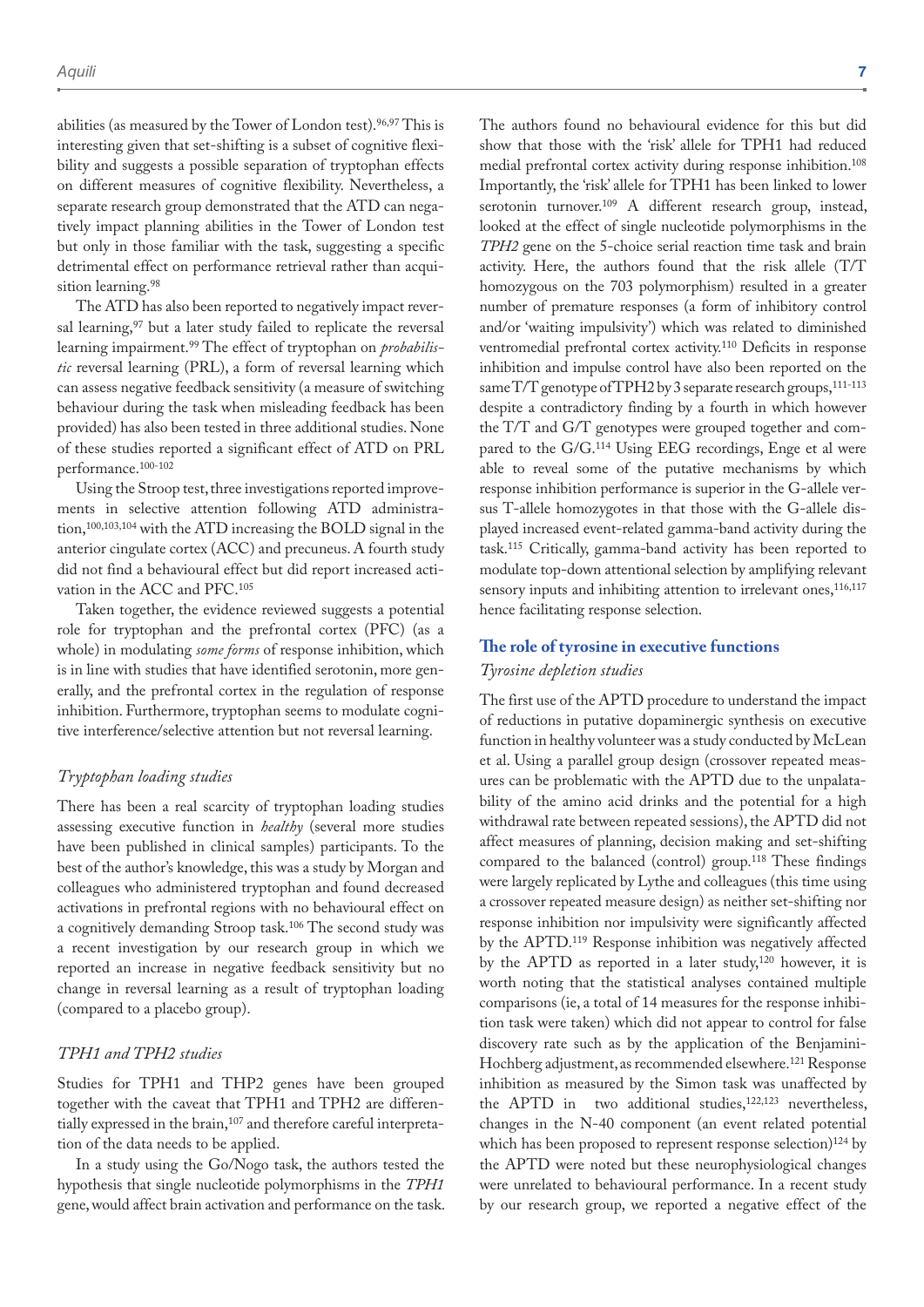abilities (as measured by the Tower of London test).[96,97] This is interesting given that set-shifting is a subset of cognitive flexibility and suggests a possible separation of tryptophan effects on different measures of cognitive flexibility. Nevertheless, a separate research group demonstrated that the ATD can negatively impact planning abilities in the Tower of London test but only in those familiar with the task, suggesting a specific detrimental effect on performance retrieval rather than acquisition learning.[98]

The ATD has also been reported to negatively impact reversal learning,[97] but a later study failed to replicate the reversal learning impairment.[99] The effect of tryptophan on *probabilistic* reversal learning (PRL), a form of reversal learning which can assess negative feedback sensitivity (a measure of switching behaviour during the task when misleading feedback has been provided) has also been tested in three additional studies. None of these studies reported a significant effect of ATD on PRL performance.[100-102]

Using the Stroop test, three investigations reported improvements in selective attention following ATD administration,[100,103,104] with the ATD increasing the BOLD signal in the anterior cingulate cortex (ACC) and precuneus. A fourth study did not find a behavioural effect but did report increased activation in the ACC and PFC.[105]

Taken together, the evidence reviewed suggests a potential role for tryptophan and the prefrontal cortex (PFC) (as a whole) in modulating *some forms* of response inhibition, which is in line with studies that have identified serotonin, more generally, and the prefrontal cortex in the regulation of response inhibition. Furthermore, tryptophan seems to modulate cognitive interference/selective attention but not reversal learning.

### *Tryptophan loading studies*

There has been a real scarcity of tryptophan loading studies assessing executive function in *healthy* (several more studies have been published in clinical samples) participants. To the best of the author's knowledge, this was a study by Morgan and colleagues who administered tryptophan and found decreased activations in prefrontal regions with no behavioural effect on a cognitively demanding Stroop task.[106] The second study was a recent investigation by our research group in which we reported an increase in negative feedback sensitivity but no change in reversal learning as a result of tryptophan loading (compared to a placebo group).

### *TPH1 and TPH2 studies*

Studies for TPH1 and THP2 genes have been grouped together with the caveat that TPH1 and TPH2 are differentially expressed in the brain,[107] and therefore careful interpretation of the data needs to be applied.

In a study using the Go/Nogo task, the authors tested the hypothesis that single nucleotide polymorphisms in the *TPH1* gene, would affect brain activation and performance on the task. The authors found no behavioural evidence for this but did show that those with the 'risk' allele for TPH1 had reduced medial prefrontal cortex activity during response inhibition.[108] Importantly, the 'risk' allele for TPH1 has been linked to lower serotonin turnover.[109] A different research group, instead, looked at the effect of single nucleotide polymorphisms in the *TPH2* gene on the 5-choice serial reaction time task and brain activity. Here, the authors found that the risk allele (T/T homozygous on the 703 polymorphism) resulted in a greater number of premature responses (a form of inhibitory control and/or 'waiting impulsivity') which was related to diminished ventromedial prefrontal cortex activity.[110] Deficits in response inhibition and impulse control have also been reported on the same T/T genotype of TPH2 by 3 separate research groups,[111-113] despite a contradictory finding by a fourth in which however the T/T and G/T genotypes were grouped together and compared to the G/G.[114] Using EEG recordings, Enge et al were able to reveal some of the putative mechanisms by which response inhibition performance is superior in the G-allele versus T-allele homozygotes in that those with the G-allele displayed increased event-related gamma-band activity during the task.[115] Critically, gamma-band activity has been reported to modulate top-down attentional selection by amplifying relevant sensory inputs and inhibiting attention to irrelevant ones,[116,117] hence facilitating response selection.

## **The role of tyrosine in executive functions**

### *Tyrosine depletion studies*

The first use of the APTD procedure to understand the impact of reductions in putative dopaminergic synthesis on executive function in healthy volunteer was a study conducted by McLean et al. Using a parallel group design (crossover repeated measures can be problematic with the APTD due to the unpalatability of the amino acid drinks and the potential for a high withdrawal rate between repeated sessions), the APTD did not affect measures of planning, decision making and set-shifting compared to the balanced (control) group.[118] These findings were largely replicated by Lythe and colleagues (this time using a crossover repeated measure design) as neither set-shifting nor response inhibition nor impulsivity were significantly affected by the APTD.[119] Response inhibition was negatively affected by the APTD as reported in a later study,[120] however, it is worth noting that the statistical analyses contained multiple comparisons (ie, a total of 14 measures for the response inhibition task were taken) which did not appear to control for false discovery rate such as by the application of the Benjamini-Hochberg adjustment, as recommended elsewhere.[121] Response inhibition as measured by the Simon task was unaffected by the APTD in two additional studies,[122,123] nevertheless, changes in the N-40 component (an event related potential which has been proposed to represent response selection)[124] by the APTD were noted but these neurophysiological changes were unrelated to behavioural performance. In a recent study by our research group, we reported a negative effect of the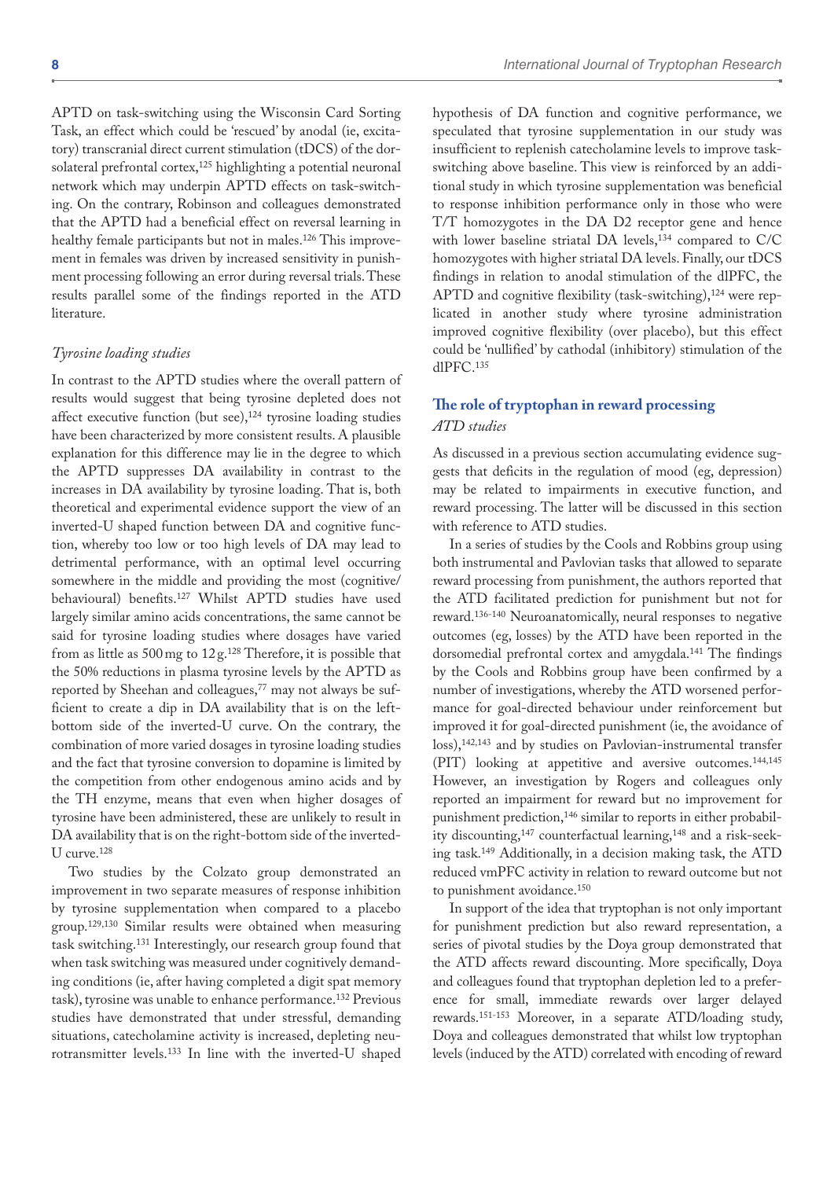APTD on task-switching using the Wisconsin Card Sorting Task, an effect which could be 'rescued' by anodal (ie, excitatory) transcranial direct current stimulation (tDCS) of the dorsolateral prefrontal cortex,[125] highlighting a potential neuronal network which may underpin APTD effects on task-switching. On the contrary, Robinson and colleagues demonstrated that the APTD had a beneficial effect on reversal learning in healthy female participants but not in males.[126] This improvement in females was driven by increased sensitivity in punishment processing following an error during reversal trials. These results parallel some of the findings reported in the ATD literature.

### *Tyrosine loading studies*

In contrast to the APTD studies where the overall pattern of results would suggest that being tyrosine depleted does not affect executive function (but see),[124] tyrosine loading studies have been characterized by more consistent results. A plausible explanation for this difference may lie in the degree to which the APTD suppresses DA availability in contrast to the increases in DA availability by tyrosine loading. That is, both theoretical and experimental evidence support the view of an inverted-U shaped function between DA and cognitive function, whereby too low or too high levels of DA may lead to detrimental performance, with an optimal level occurring somewhere in the middle and providing the most (cognitive/behavioural) benefits.[127] Whilst APTD studies have used largely similar amino acids concentrations, the same cannot be said for tyrosine loading studies where dosages have varied from as little as 500 mg to 12 g.[128] Therefore, it is possible that the 50% reductions in plasma tyrosine levels by the APTD as reported by Sheehan and colleagues,[77] may not always be sufficient to create a dip in DA availability that is on the left-bottom side of the inverted-U curve. On the contrary, the combination of more varied dosages in tyrosine loading studies and the fact that tyrosine conversion to dopamine is limited by the competition from other endogenous amino acids and by the TH enzyme, means that even when higher dosages of tyrosine have been administered, these are unlikely to result in DA availability that is on the right-bottom side of the inverted-U curve.[128]

Two studies by the Colzato group demonstrated an improvement in two separate measures of response inhibition by tyrosine supplementation when compared to a placebo group.[129,130] Similar results were obtained when measuring task switching.[131] Interestingly, our research group found that when task switching was measured under cognitively demanding conditions (ie, after having completed a digit spat memory task), tyrosine was unable to enhance performance.[132] Previous studies have demonstrated that under stressful, demanding situations, catecholamine activity is increased, depleting neurotransmitter levels.[133] In line with the inverted-U shaped hypothesis of DA function and cognitive performance, we speculated that tyrosine supplementation in our study was insufficient to replenish catecholamine levels to improve task-switching above baseline. This view is reinforced by an additional study in which tyrosine supplementation was beneficial to response inhibition performance only in those who were T/T homozygotes in the DA D2 receptor gene and hence with lower baseline striatal DA levels,[134] compared to C/C homozygotes with higher striatal DA levels. Finally, our tDCS findings in relation to anodal stimulation of the dlPFC, the APTD and cognitive flexibility (task-switching),[124] were replicated in another study where tyrosine administration improved cognitive flexibility (over placebo), but this effect could be 'nullified' by cathodal (inhibitory) stimulation of the dlPFC.[135]

## The role of tryptophan in reward processing

### *ATD studies*

As discussed in a previous section accumulating evidence suggests that deficits in the regulation of mood (eg, depression) may be related to impairments in executive function, and reward processing. The latter will be discussed in this section with reference to ATD studies.

In a series of studies by the Cools and Robbins group using both instrumental and Pavlovian tasks that allowed to separate reward processing from punishment, the authors reported that the ATD facilitated prediction for punishment but not for reward.[136-140] Neuroanatomically, neural responses to negative outcomes (eg, losses) by the ATD have been reported in the dorsomedial prefrontal cortex and amygdala.[141] The findings by the Cools and Robbins group have been confirmed by a number of investigations, whereby the ATD worsened performance for goal-directed behaviour under reinforcement but improved it for goal-directed punishment (ie, the avoidance of loss),[142,143] and by studies on Pavlovian-instrumental transfer (PIT) looking at appetitive and aversive outcomes.[144,145] However, an investigation by Rogers and colleagues only reported an impairment for reward but no improvement for punishment prediction,[146] similar to reports in either probability discounting,[147] counterfactual learning,[148] and a risk-seeking task.[149] Additionally, in a decision making task, the ATD reduced vmPFC activity in relation to reward outcome but not to punishment avoidance.[150]

In support of the idea that tryptophan is not only important for punishment prediction but also reward representation, a series of pivotal studies by the Doya group demonstrated that the ATD affects reward discounting. More specifically, Doya and colleagues found that tryptophan depletion led to a preference for small, immediate rewards over larger delayed rewards.[151-153] Moreover, in a separate ATD/loading study, Doya and colleagues demonstrated that whilst low tryptophan levels (induced by the ATD) correlated with encoding of reward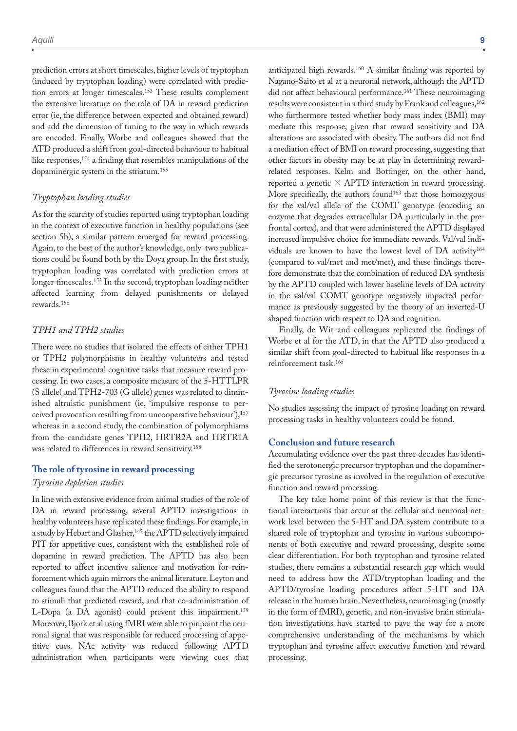prediction errors at short timescales, higher levels of tryptophan (induced by tryptophan loading) were correlated with prediction errors at longer timescales.[153] These results complement the extensive literature on the role of DA in reward prediction error (ie, the difference between expected and obtained reward) and add the dimension of timing to the way in which rewards are encoded. Finally, Worbe and colleagues showed that the ATD produced a shift from goal-directed behaviour to habitual like responses,[154] a finding that resembles manipulations of the dopaminergic system in the striatum.[155]

### *Tryptophan loading studies*

As for the scarcity of studies reported using tryptophan loading in the context of executive function in healthy populations (see section 5b), a similar pattern emerged for reward processing. Again, to the best of the author's knowledge, only two publications could be found both by the Doya group. In the first study, tryptophan loading was correlated with prediction errors at longer timescales.[153] In the second, tryptophan loading neither affected learning from delayed punishments or delayed rewards.[156]

### *TPH1 and TPH2 studies*

There were no studies that isolated the effects of either TPH1 or TPH2 polymorphisms in healthy volunteers and tested these in experimental cognitive tasks that measure reward processing. In two cases, a composite measure of the 5-HTTLPR (S allele( and TPH2-703 (G allele) genes was related to diminished altruistic punishment (ie, 'impulsive response to perceived provocation resulting from uncooperative behaviour'),[157] whereas in a second study, the combination of polymorphisms from the candidate genes TPH2, HRTR2A and HRTR1A was related to differences in reward sensitivity.[158]

## The role of tyrosine in reward processing

### *Tyrosine depletion studies*

In line with extensive evidence from animal studies of the role of DA in reward processing, several APTD investigations in healthy volunteers have replicated these findings. For example, in a study by Hebart and Glasher,[145] the APTD selectively impaired PIT for appetitive cues, consistent with the established role of dopamine in reward prediction. The APTD has also been reported to affect incentive salience and motivation for reinforcement which again mirrors the animal literature. Leyton and colleagues found that the APTD reduced the ability to respond to stimuli that predicted reward, and that co-administration of L-Dopa (a DA agonist) could prevent this impairment.[159] Moreover, Bjork et al using fMRI were able to pinpoint the neuronal signal that was responsible for reduced processing of appetitive cues. NAc activity was reduced following APTD administration when participants were viewing cues that anticipated high rewards.[160] A similar finding was reported by Nagano-Saito et al at a neuronal network, although the APTD did not affect behavioural performance.[161] These neuroimaging results were consistent in a third study by Frank and colleagues,[162] who furthermore tested whether body mass index (BMI) may mediate this response, given that reward sensitivity and DA alterations are associated with obesity. The authors did not find a mediation effect of BMI on reward processing, suggesting that other factors in obesity may be at play in determining reward-related responses. Kelm and Bottinger, on the other hand, reported a genetic × APTD interaction in reward processing. More specifically, the authors found[163] that those homozygous for the val/val allele of the COMT genotype (encoding an enzyme that degrades extracellular DA particularly in the prefrontal cortex), and that were administered the APTD displayed increased impulsive choice for immediate rewards. Val/val individuals are known to have the lowest level of DA activity[164] (compared to val/met and met/met), and these findings therefore demonstrate that the combination of reduced DA synthesis by the APTD coupled with lower baseline levels of DA activity in the val/val COMT genotype negatively impacted performance as previously suggested by the theory of an inverted-U shaped function with respect to DA and cognition.

Finally, de Wit and colleagues replicated the findings of Worbe et al for the ATD, in that the APTD also produced a similar shift from goal-directed to habitual like responses in a reinforcement task.[165]

### *Tyrosine loading studies*

No studies assessing the impact of tyrosine loading on reward processing tasks in healthy volunteers could be found.

## Conclusion and future research

Accumulating evidence over the past three decades has identified the serotonergic precursor tryptophan and the dopaminergic precursor tyrosine as involved in the regulation of executive function and reward processing.

The key take home point of this review is that the functional interactions that occur at the cellular and neuronal network level between the 5-HT and DA system contribute to a shared role of tryptophan and tyrosine in various subcomponents of both executive and reward processing, despite some clear differentiation. For both tryptophan and tyrosine related studies, there remains a substantial research gap which would need to address how the ATD/tryptophan loading and the APTD/tyrosine loading procedures affect 5-HT and DA release in the human brain. Nevertheless, neuroimaging (mostly in the form of fMRI), genetic, and non-invasive brain stimulation investigations have started to pave the way for a more comprehensive understanding of the mechanisms by which tryptophan and tyrosine affect executive function and reward processing.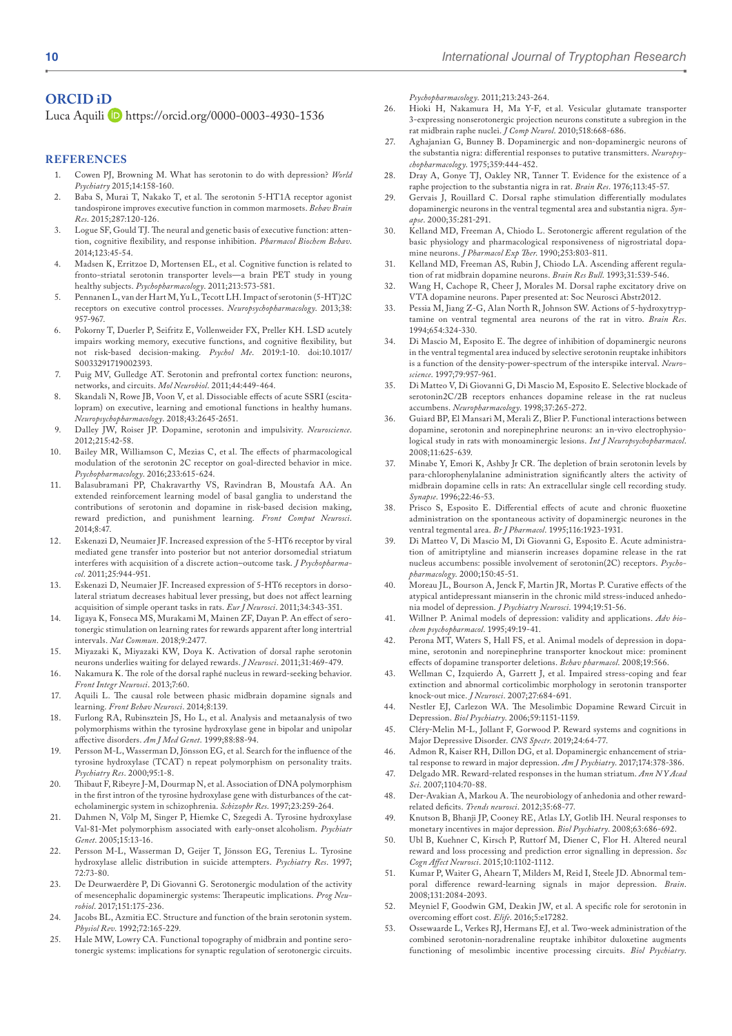## ORCID iD

Luca Aquili https://orcid.org/0000-0003-4930-1536

## REFERENCES

1. Cowen PJ, Browning M. What has serotonin to do with depression? *World Psychiatry* 2015;14:158-160.
2. Baba S, Murai T, Nakako T, et al. The serotonin 5-HT1A receptor agonist tandospirone improves executive function in common marmosets. *Behav Brain Res*. 2015;287:120-126.
3. Logue SF, Gould TJ. The neural and genetic basis of executive function: attention, cognitive flexibility, and response inhibition. *Pharmacol Biochem Behav*. 2014;123:45-54.
4. Madsen K, Erritzoe D, Mortensen EL, et al. Cognitive function is related to fronto-striatal serotonin transporter levels—a brain PET study in young healthy subjects. *Psychopharmacology*. 2011;213:573-581.
5. Pennanen L, van der Hart M, Yu L, Tecott LH. Impact of serotonin (5-HT)2C receptors on executive control processes. *Neuropsychopharmacology*. 2013;38:957-967.
6. Pokorny T, Duerler P, Seifritz E, Vollenweider FX, Preller KH. LSD acutely impairs working memory, executive functions, and cognitive flexibility, but not risk-based decision-making. *Psychol Me*. 2019:1-10. doi:10.1017/S0033291719002393.
7. Puig MV, Gulledge AT. Serotonin and prefrontal cortex function: neurons, networks, and circuits. *Mol Neurobiol*. 2011;44:449-464.
8. Skandali N, Rowe JB, Voon V, et al. Dissociable effects of acute SSRI (escitalopram) on executive, learning and emotional functions in healthy humans. *Neuropsychopharmacology*. 2018;43:2645-2651.
9. Dalley JW, Roiser JP. Dopamine, serotonin and impulsivity. *Neuroscience*. 2012;215:42-58.
10. Bailey MR, Williamson C, Mezias C, et al. The effects of pharmacological modulation of the serotonin 2C receptor on goal-directed behavior in mice. *Psychopharmacology*. 2016;233:615-624.
11. Balasubramani PP, Chakravarthy VS, Ravindran B, Moustafa AA. An extended reinforcement learning model of basal ganglia to understand the contributions of serotonin and dopamine in risk-based decision making, reward prediction, and punishment learning. *Front Comput Neurosci*. 2014;8:47.
12. Eskenazi D, Neumaier JF. Increased expression of the 5-HT6 receptor by viral mediated gene transfer into posterior but not anterior dorsomedial striatum interferes with acquisition of a discrete action–outcome task. *J Psychopharmacol*. 2011;25:944-951.
13. Eskenazi D, Neumaier JF. Increased expression of 5-HT6 receptors in dorsolateral striatum decreases habitual lever pressing, but does not affect learning acquisition of simple operant tasks in rats. *Eur J Neurosci*. 2011;34:343-351.
14. Iigaya K, Fonseca MS, Murakami M, Mainen ZF, Dayan P. An effect of serotonergic stimulation on learning rates for rewards apparent after long intertrial intervals. *Nat Commun*. 2018;9:2477.
15. Miyazaki K, Miyazaki KW, Doya K. Activation of dorsal raphe serotonin neurons underlies waiting for delayed rewards. *J Neurosci*. 2011;31:469-479.
16. Nakamura K. The role of the dorsal raphé nucleus in reward-seeking behavior. *Front Integr Neurosci*. 2013;7:60.
17. Aquili L. The causal role between phasic midbrain dopamine signals and learning. *Front Behav Neurosci*. 2014;8:139.
18. Furlong RA, Rubinsztein JS, Ho L, et al. Analysis and metaanalysis of two polymorphisms within the tyrosine hydroxylase gene in bipolar and unipolar affective disorders. *Am J Med Genet*. 1999;88:88-94.
19. Persson M-L, Wasserman D, Jönsson EG, et al. Search for the influence of the tyrosine hydroxylase (TCAT) n repeat polymorphism on personality traits. *Psychiatry Res*. 2000;95:1-8.
20. Thibaut F, Ribeyre J-M, Dourmap N, et al. Association of DNA polymorphism in the first intron of the tyrosine hydroxylase gene with disturbances of the catecholaminergic system in schizophrenia. *Schizophr Res*. 1997;23:259-264.
21. Dahmen N, Völp M, Singer P, Hiemke C, Szegedi A. Tyrosine hydroxylase Val-81-Met polymorphism associated with early-onset alcoholism. *Psychiatr Genet*. 2005;15:13-16.
22. Persson M-L, Wasserman D, Geijer T, Jönsson EG, Terenius L. Tyrosine hydroxylase allelic distribution in suicide attempters. *Psychiatry Res*. 1997;72:73-80.
23. De Deurwaerdère P, Di Giovanni G. Serotonergic modulation of the activity of mesencephalic dopaminergic systems: Therapeutic implications. *Prog Neurobiol*. 2017;151:175-236.
24. Jacobs BL, Azmitia EC. Structure and function of the brain serotonin system. *Physiol Rev*. 1992;72:165-229.
25. Hale MW, Lowry CA. Functional topography of midbrain and pontine serotonergic systems: implications for synaptic regulation of serotonergic circuits. *Psychopharmacology*. 2011;213:243-264.
26. Hioki H, Nakamura H, Ma Y-F, et al. Vesicular glutamate transporter 3-expressing nonserotonergic projection neurons constitute a subregion in the rat midbrain raphe nuclei. *J Comp Neurol*. 2010;518:668-686.
27. Aghajanian G, Bunney B. Dopaminergic and non-dopaminergic neurons of the substantia nigra: differential responses to putative transmitters. *Neuropsychopharmacology*. 1975;359:444-452.
28. Dray A, Gonye TJ, Oakley NR, Tanner T. Evidence for the existence of a raphe projection to the substantia nigra in rat. *Brain Res*. 1976;113:45-57.
29. Gervais J, Rouillard C. Dorsal raphe stimulation differentially modulates dopaminergic neurons in the ventral tegmental area and substantia nigra. *Synapse*. 2000;35:281-291.
30. Kelland MD, Freeman A, Chiodo L. Serotonergic afferent regulation of the basic physiology and pharmacological responsiveness of nigrostriatal dopamine neurons. *J Pharmacol Exp Ther*. 1990;253:803-811.
31. Kelland MD, Freeman AS, Rubin J, Chiodo LA. Ascending afferent regulation of rat midbrain dopamine neurons. *Brain Res Bull*. 1993;31:539-546.
32. Wang H, Cachope R, Cheer J, Morales M. Dorsal raphe excitatory drive on VTA dopamine neurons. Paper presented at: Soc Neurosci Abstr2012.
33. Pessia M, Jiang Z-G, Alan North R, Johnson SW. Actions of 5-hydroxytryptamine on ventral tegmental area neurons of the rat in vitro. *Brain Res*. 1994;654:324-330.
34. Di Mascio M, Esposito E. The degree of inhibition of dopaminergic neurons in the ventral tegmental area induced by selective serotonin reuptake inhibitors is a function of the density-power-spectrum of the interspike interval. *Neuroscience*. 1997;79:957-961.
35. Di Matteo V, Di Giovanni G, Di Mascio M, Esposito E. Selective blockade of serotonin2C/2B receptors enhances dopamine release in the rat nucleus accumbens. *Neuropharmacology*. 1998;37:265-272.
36. Guiard BP, El Mansari M, Merali Z, Blier P. Functional interactions between dopamine, serotonin and norepinephrine neurons: an in-vivo electrophysiological study in rats with monoaminergic lesions. *Int J Neuropsychopharmacol*. 2008;11:625-639.
37. Minabe Y, Emori K, Ashby Jr CR. The depletion of brain serotonin levels by para-chlorophenylalanine administration significantly alters the activity of midbrain dopamine cells in rats: An extracellular single cell recording study. *Synapse*. 1996;22:46-53.
38. Prisco S, Esposito E. Differential effects of acute and chronic fluoxetine administration on the spontaneous activity of dopaminergic neurones in the ventral tegmental area. *Br J Pharmacol*. 1995;116:1923-1931.
39. Di Matteo V, Di Mascio M, Di Giovanni G, Esposito E. Acute administration of amitriptyline and mianserin increases dopamine release in the rat nucleus accumbens: possible involvement of serotonin2C receptors. *Psychopharmacology*. 2000;150:45-51.
40. Moreau JL, Bourson A, Jenck F, Martin JR, Mortas P. Curative effects of the atypical antidepressant mianserin in the chronic mild stress-induced anhedonia model of depression. *J Psychiatry Neurosci*. 1994;19:51-56.
41. Willner P. Animal models of depression: validity and applications. *Adv biochem psychopharmacol*. 1995;49:19-41.
42. Perona MT, Waters S, Hall FS, et al. Animal models of depression in dopamine, serotonin and norepinephrine transporter knockout mice: prominent effects of dopamine transporter deletions. *Behav pharmacol*. 2008;19:566.
43. Wellman C, Izquierdo A, Garrett J, et al. Impaired stress-coping and fear extinction and abnormal corticolimbic morphology in serotonin transporter knock-out mice. *J Neurosci*. 2007;27:684-691.
44. Nestler EJ, Carlezon WA. The Mesolimbic Dopamine Reward Circuit in Depression. *Biol Psychiatry*. 2006;59:1151-1159.
45. Cléry-Melin M-L, Jollant F, Gorwood P. Reward systems and cognitions in Major Depressive Disorder. *CNS Spectr*. 2019;24:64-77.
46. Admon R, Kaiser RH, Dillon DG, et al. Dopaminergic enhancement of striatal response to reward in major depression. *Am J Psychiatry*. 2017;174:378-386.
47. Delgado MR. Reward-related responses in the human striatum. *Ann N Y Acad Sci*. 2007;1104:70-88.
48. Der-Avakian A, Markou A. The neurobiology of anhedonia and other reward-related deficits. *Trends neurosci*. 2012;35:68-77.
49. Knutson B, Bhanji JP, Cooney RE, Atlas LY, Gotlib IH. Neural responses to monetary incentives in major depression. *Biol Psychiatry*. 2008;63:686-692.
50. Ubl B, Kuehner C, Kirsch P, Ruttorf M, Diener C, Flor H. Altered neural reward and loss processing and prediction error signalling in depression. *Soc Cogn Affect Neurosci*. 2015;10:1102-1112.
51. Kumar P, Waiter G, Ahearn T, Milders M, Reid I, Steele JD. Abnormal temporal difference reward-learning signals in major depression. *Brain*. 2008;131:2084-2093.
52. Meyniel F, Goodwin GM, Deakin JW, et al. A specific role for serotonin in overcoming effort cost. *Elife*. 2016;5:e17282.
53. Ossewaarde L, Verkes RJ, Hermans EJ, et al. Two-week administration of the combined serotonin-noradrenaline reuptake inhibitor duloxetine augments functioning of mesolimbic incentive processing circuits. *Biol Psychiatry*.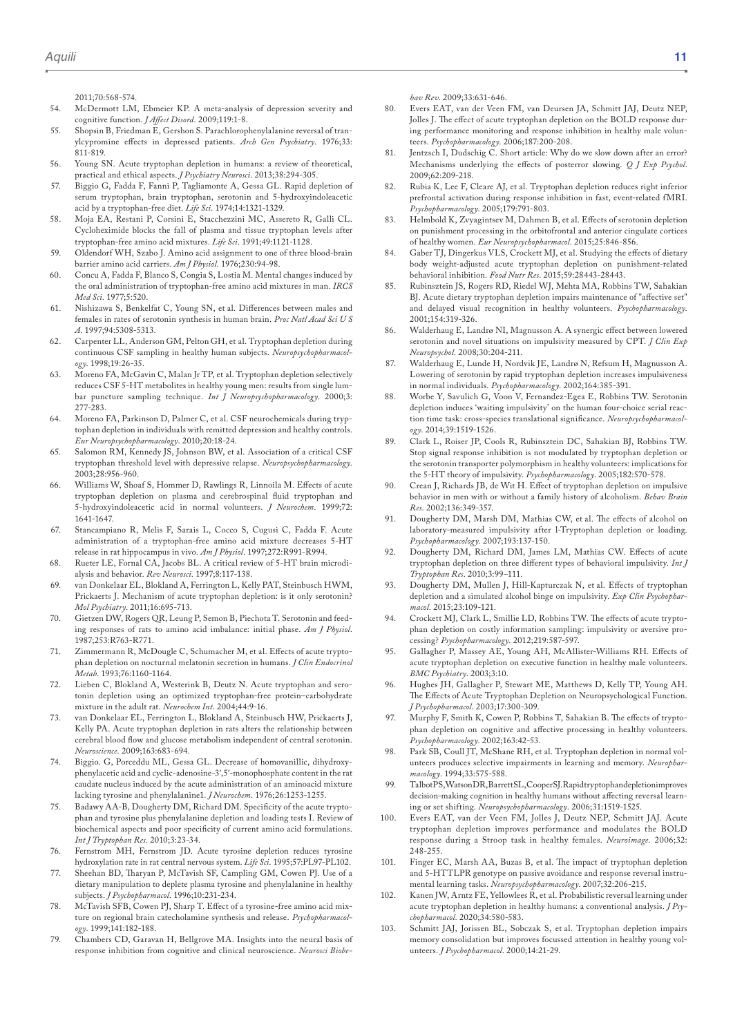2011;70:568-574.

54. McDermott LM, Ebmeier KP. A meta-analysis of depression severity and cognitive function. *J Affect Disord*. 2009;119:1-8.
55. Shopsin B, Friedman E, Gershon S. Parachlorophenylalanine reversal of tranylcypromine effects in depressed patients. *Arch Gen Psychiatry*. 1976;33:811-819.
56. Young SN. Acute tryptophan depletion in humans: a review of theoretical, practical and ethical aspects. *J Psychiatry Neurosci*. 2013;38:294-305.
57. Biggio G, Fadda F, Fanni P, Tagliamonte A, Gessa GL. Rapid depletion of serum tryptophan, brain tryptophan, serotonin and 5-hydroxyindoleacetic acid by a tryptophan-free diet. *Life Sci*. 1974;14:1321-1329.
58. Moja EA, Restani P, Corsini E, Stacchezzini MC, Assereto R, Galli CL. Cycloheximide blocks the fall of plasma and tissue tryptophan levels after tryptophan-free amino acid mixtures. *Life Sci*. 1991;49:1121-1128.
59. Oldendorf WH, Szabo J. Amino acid assignment to one of three blood-brain barrier amino acid carriers. *Am J Physiol*. 1976;230:94-98.
60. Concu A, Fadda F, Blanco S, Congia S, Lostia M. Mental changes induced by the oral administration of tryptophan-free amino acid mixtures in man. *IRCS Med Sci*. 1977;5:520.
61. Nishizawa S, Benkelfat C, Young SN, et al. Differences between males and females in rates of serotonin synthesis in human brain. *Proc Natl Acad Sci U S A*. 1997;94:5308-5313.
62. Carpenter LL, Anderson GM, Pelton GH, et al. Tryptophan depletion during continuous CSF sampling in healthy human subjects. *Neuropsychopharmacology*. 1998;19:26-35.
63. Moreno FA, McGavin C, Malan Jr TP, et al. Tryptophan depletion selectively reduces CSF 5-HT metabolites in healthy young men: results from single lumbar puncture sampling technique. *Int J Neuropsychopharmacology*. 2000;3:277-283.
64. Moreno FA, Parkinson D, Palmer C, et al. CSF neurochemicals during tryptophan depletion in individuals with remitted depression and healthy controls. *Eur Neuropsychopharmacology*. 2010;20:18-24.
65. Salomon RM, Kennedy JS, Johnson BW, et al. Association of a critical CSF tryptophan threshold level with depressive relapse. *Neuropsychopharmacology*. 2003;28:956-960.
66. Williams W, Shoaf S, Hommer D, Rawlings R, Linnoila M. Effects of acute tryptophan depletion on plasma and cerebrospinal fluid tryptophan and 5-hydroxyindoleacetic acid in normal volunteers. *J Neurochem*. 1999;72:1641-1647.
67. Stancampiano R, Melis F, Sarais L, Cocco S, Cugusi C, Fadda F. Acute administration of a tryptophan-free amino acid mixture decreases 5-HT release in rat hippocampus in vivo. *Am J Physiol*. 1997;272:R991-R994.
68. Rueter LE, Fornal CA, Jacobs BL. A critical review of 5-HT brain microdialysis and behavior. *Rev Neurosci*. 1997;8:117-138.
69. van Donkelaar EL, Blokland A, Ferrington L, Kelly PAT, Steinbusch HWM, Prickaerts J. Mechanism of acute tryptophan depletion: is it only serotonin? *Mol Psychiatry*. 2011;16:695-713.
70. Gietzen DW, Rogers QR, Leung P, Semon B, Piechota T. Serotonin and feeding responses of rats to amino acid imbalance: initial phase. *Am J Physiol*. 1987;253:R763-R771.
71. Zimmermann R, McDougle C, Schumacher M, et al. Effects of acute tryptophan depletion on nocturnal melatonin secretion in humans. *J Clin Endocrinol Metab*. 1993;76:1160-1164.
72. Lieben C, Blokland A, Westerink B, Deutz N. Acute tryptophan and serotonin depletion using an optimized tryptophan-free protein–carbohydrate mixture in the adult rat. *Neurochem Int*. 2004;44:9-16.
73. van Donkelaar EL, Ferrington L, Blokland A, Steinbusch HW, Prickaerts J, Kelly PA. Acute tryptophan depletion in rats alters the relationship between cerebral blood flow and glucose metabolism independent of central serotonin. *Neuroscience*. 2009;163:683-694.
74. Biggio. G, Porceddu ML, Gessa GL. Decrease of homovanillic, dihydroxyphenylacetic acid and cyclic-adenosine-3′,5′-monophosphate content in the rat caudate nucleus induced by the acute administration of an aminoacid mixture lacking tyrosine and phenylalanine1. *J Neurochem*. 1976;26:1253-1255.
75. Badawy AA-B, Dougherty DM, Richard DM. Specificity of the acute tryptophan and tyrosine plus phenylalanine depletion and loading tests I. Review of biochemical aspects and poor specificity of current amino acid formulations. *Int J Tryptophan Res*. 2010;3:23-34.
76. Fernstrom MH, Fernstrom JD. Acute tyrosine depletion reduces tyrosine hydroxylation rate in rat central nervous system. *Life Sci*. 1995;57:PL97-PL102.
77. Sheehan BD, Tharyan P, McTavish SF, Campling GM, Cowen PJ. Use of a dietary manipulation to deplete plasma tyrosine and phenylalanine in healthy subjects. *J Psychopharmacol*. 1996;10:231-234.
78. McTavish SFB, Cowen PJ, Sharp T. Effect of a tyrosine-free amino acid mixture on regional brain catecholamine synthesis and release. *Psychopharmacology*. 1999;141:182-188.
79. Chambers CD, Garavan H, Bellgrove MA. Insights into the neural basis of response inhibition from cognitive and clinical neuroscience. *Neurosci Biobehav Rev*. 2009;33:631-646.
80. Evers EAT, van der Veen FM, van Deursen JA, Schmitt JAJ, Deutz NEP, Jolles J. The effect of acute tryptophan depletion on the BOLD response during performance monitoring and response inhibition in healthy male volunteers. *Psychopharmacology*. 2006;187:200-208.
81. Jentzsch I, Dudschig C. Short article: Why do we slow down after an error? Mechanisms underlying the effects of posterror slowing. *Q J Exp Psychol*. 2009;62:209-218.
82. Rubia K, Lee F, Cleare AJ, et al. Tryptophan depletion reduces right inferior prefrontal activation during response inhibition in fast, event-related fMRI. *Psychopharmacology*. 2005;179:791-803.
83. Helmbold K, Zvyagintsev M, Dahmen B, et al. Effects of serotonin depletion on punishment processing in the orbitofrontal and anterior cingulate cortices of healthy women. *Eur Neuropsychopharmacol*. 2015;25:846-856.
84. Gaber TJ, Dingerkus VLS, Crockett MJ, et al. Studying the effects of dietary body weight-adjusted acute tryptophan depletion on punishment-related behavioral inhibition. *Food Nutr Res*. 2015;59:28443-28443.
85. Rubinsztein JS, Rogers RD, Riedel WJ, Mehta MA, Robbins TW, Sahakian BJ. Acute dietary tryptophan depletion impairs maintenance of "affective set" and delayed visual recognition in healthy volunteers. *Psychopharmacology*. 2001;154:319-326.
86. Walderhaug E, Landrø NI, Magnusson A. A synergic effect between lowered serotonin and novel situations on impulsivity measured by CPT. *J Clin Exp Neuropsychol*. 2008;30:204-211.
87. Walderhaug E, Lunde H, Nordvik JE, Landrø N, Refsum H, Magnusson A. Lowering of serotonin by rapid tryptophan depletion increases impulsiveness in normal individuals. *Psychopharmacology*. 2002;164:385-391.
88. Worbe Y, Savulich G, Voon V, Fernandez-Egea E, Robbins TW. Serotonin depletion induces 'waiting impulsivity' on the human four-choice serial reaction time task: cross-species translational significance. *Neuropsychopharmacology*. 2014;39:1519-1526.
89. Clark L, Roiser JP, Cools R, Rubinsztein DC, Sahakian BJ, Robbins TW. Stop signal response inhibition is not modulated by tryptophan depletion or the serotonin transporter polymorphism in healthy volunteers: implications for the 5-HT theory of impulsivity. *Psychopharmacology*. 2005;182:570-578.
90. Crean J, Richards JB, de Wit H. Effect of tryptophan depletion on impulsive behavior in men with or without a family history of alcoholism. *Behav Brain Res*. 2002;136:349-357.
91. Dougherty DM, Marsh DM, Mathias CW, et al. The effects of alcohol on laboratory-measured impulsivity after l-Tryptophan depletion or loading. *Psychopharmacology*. 2007;193:137-150.
92. Dougherty DM, Richard DM, James LM, Mathias CW. Effects of acute tryptophan depletion on three different types of behavioral impulsivity. *Int J Tryptophan Res*. 2010;3:99–111.
93. Dougherty DM, Mullen J, Hill-Kapturczak N, et al. Effects of tryptophan depletion and a simulated alcohol binge on impulsivity. *Exp Clin Psychopharmacol*. 2015;23:109-121.
94. Crockett MJ, Clark L, Smillie LD, Robbins TW. The effects of acute tryptophan depletion on costly information sampling: impulsivity or aversive processing? *Psychopharmacology*. 2012;219:587-597.
95. Gallagher P, Massey AE, Young AH, McAllister-Williams RH. Effects of acute tryptophan depletion on executive function in healthy male volunteers. *BMC Psychiatry*. 2003;3:10.
96. Hughes JH, Gallagher P, Stewart ME, Matthews D, Kelly TP, Young AH. The Effects of Acute Tryptophan Depletion on Neuropsychological Function. *J Psychopharmacol*. 2003;17:300-309.
97. Murphy F, Smith K, Cowen P, Robbins T, Sahakian B. The effects of tryptophan depletion on cognitive and affective processing in healthy volunteers. *Psychopharmacology*. 2002;163:42-53.
98. Park SB, Coull JT, McShane RH, et al. Tryptophan depletion in normal volunteers produces selective impairments in learning and memory. *Neuropharmacology*. 1994;33:575-588.
99. Talbot PS, Watson DR, Barrett SL, Cooper SJ. Rapid tryptophan depletion improves decision-making cognition in healthy humans without affecting reversal learning or set shifting. *Neuropsychopharmacology*. 2006;31:1519-1525.
100. Evers EAT, van der Veen FM, Jolles J, Deutz NEP, Schmitt JAJ. Acute tryptophan depletion improves performance and modulates the BOLD response during a Stroop task in healthy females. *Neuroimage*. 2006;32:248-255.
101. Finger EC, Marsh AA, Buzas B, et al. The impact of tryptophan depletion and 5-HTTLPR genotype on passive avoidance and response reversal instrumental learning tasks. *Neuropsychopharmacology*. 2007;32:206-215.
102. Kanen JW, Arntz FE, Yellowlees R, et al. Probabilistic reversal learning under acute tryptophan depletion in healthy humans: a conventional analysis. *J Psychopharmacol*. 2020;34:580-583.
103. Schmitt JAJ, Jorissen BL, Sobczak S, et al. Tryptophan depletion impairs memory consolidation but improves focussed attention in healthy young volunteers. *J Psychopharmacol*. 2000;14:21-29.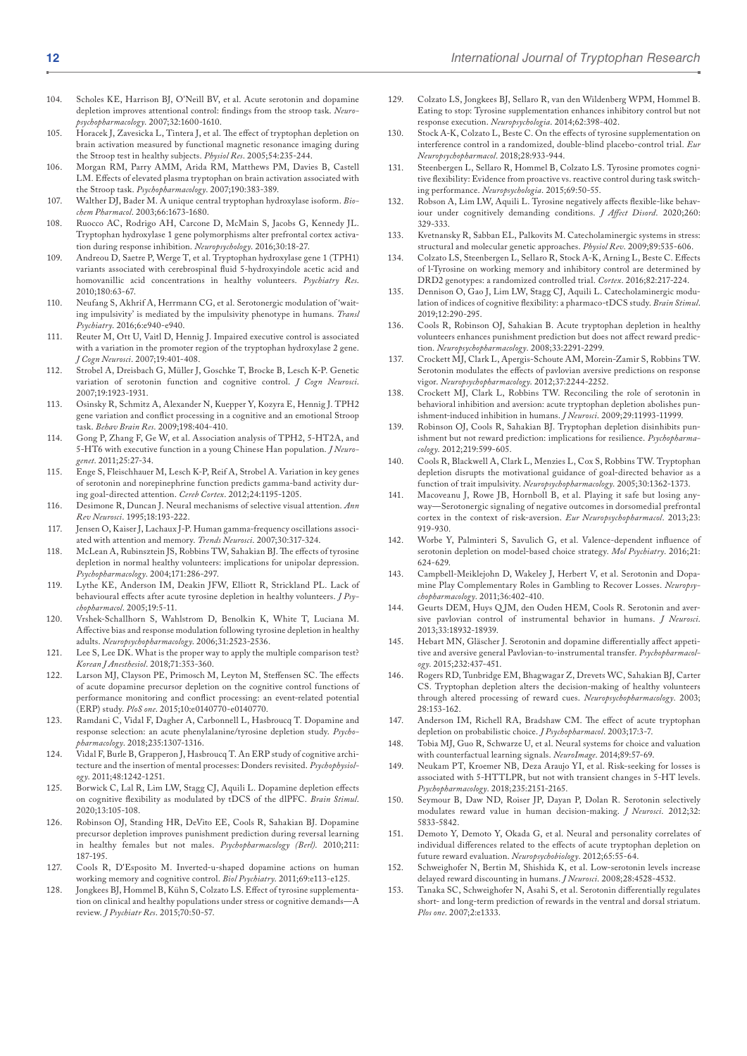104. Scholes KE, Harrison BJ, O'Neill BV, et al. Acute serotonin and dopamine depletion improves attentional control: findings from the stroop task. *Neuropsychopharmacology*. 2007;32:1600-1610.
105. Horacek J, Zavesicka L, Tintera J, et al. The effect of tryptophan depletion on brain activation measured by functional magnetic resonance imaging during the Stroop test in healthy subjects. *Physiol Res*. 2005;54:235-244.
106. Morgan RM, Parry AMM, Arida RM, Matthews PM, Davies B, Castell LM. Effects of elevated plasma tryptophan on brain activation associated with the Stroop task. *Psychopharmacology*. 2007;190:383-389.
107. Walther DJ, Bader M. A unique central tryptophan hydroxylase isoform. *Biochem Pharmacol*. 2003;66:1673-1680.
108. Ruocco AC, Rodrigo AH, Carcone D, McMain S, Jacobs G, Kennedy JL. Tryptophan hydroxylase 1 gene polymorphisms alter prefrontal cortex activation during response inhibition. *Neuropsychology*. 2016;30:18-27.
109. Andreou D, Saetre P, Werge T, et al. Tryptophan hydroxylase gene 1 (TPH1) variants associated with cerebrospinal fluid 5-hydroxyindole acetic acid and homovanillic acid concentrations in healthy volunteers. *Psychiatry Res*. 2010;180:63-67.
110. Neufang S, Akhrif A, Herrmann CG, et al. Serotonergic modulation of 'waiting impulsivity' is mediated by the impulsivity phenotype in humans. *Transl Psychiatry*. 2016;6:e940-e940.
111. Reuter M, Ott U, Vaitl D, Hennig J. Impaired executive control is associated with a variation in the promoter region of the tryptophan hydroxylase 2 gene. *J Cogn Neurosci*. 2007;19:401-408.
112. Strobel A, Dreisbach G, Müller J, Goschke T, Brocke B, Lesch K-P. Genetic variation of serotonin function and cognitive control. *J Cogn Neurosci*. 2007;19:1923-1931.
113. Osinsky R, Schmitz A, Alexander N, Kuepper Y, Kozyra E, Hennig J. TPH2 gene variation and conflict processing in a cognitive and an emotional Stroop task. *Behav Brain Res*. 2009;198:404-410.
114. Gong P, Zhang F, Ge W, et al. Association analysis of TPH2, 5-HT2A, and 5-HT6 with executive function in a young Chinese Han population. *J Neurogenet*. 2011;25:27-34.
115. Enge S, Fleischhauer M, Lesch K-P, Reif A, Strobel A. Variation in key genes of serotonin and norepinephrine function predicts gamma-band activity during goal-directed attention. *Cereb Cortex*. 2012;24:1195-1205.
116. Desimone R, Duncan J. Neural mechanisms of selective visual attention. *Ann Rev Neurosci*. 1995;18:193-222.
117. Jensen O, Kaiser J, Lachaux J-P. Human gamma-frequency oscillations associated with attention and memory. *Trends Neurosci*. 2007;30:317-324.
118. McLean A, Rubinsztein JS, Robbins TW, Sahakian BJ. The effects of tyrosine depletion in normal healthy volunteers: implications for unipolar depression. *Psychopharmacology*. 2004;171:286-297.
119. Lythe KE, Anderson IM, Deakin JFW, Elliott R, Strickland PL. Lack of behavioural effects after acute tyrosine depletion in healthy volunteers. *J Psychopharmacol*. 2005;19:5-11.
120. Vrshek-Schallhorn S, Wahlstrom D, Benolkin K, White T, Luciana M. Affective bias and response modulation following tyrosine depletion in healthy adults. *Neuropsychopharmacology*. 2006;31:2523-2536.
121. Lee S, Lee DK. What is the proper way to apply the multiple comparison test? *Korean J Anesthesiol*. 2018;71:353-360.
122. Larson MJ, Clayson PE, Primosch M, Leyton M, Steffensen SC. The effects of acute dopamine precursor depletion on the cognitive control functions of performance monitoring and conflict processing: an event-related potential (ERP) study. *PloS one*. 2015;10:e0140770-e0140770.
123. Ramdani C, Vidal F, Dagher A, Carbonnell L, Hasbroucq T. Dopamine and response selection: an acute phenylalanine/tyrosine depletion study. *Psychopharmacology*. 2018;235:1307-1316.
124. Vidal F, Burle B, Grapperon J, Hasbroucq T. An ERP study of cognitive architecture and the insertion of mental processes: Donders revisited. *Psychophysiology*. 2011;48:1242-1251.
125. Borwick C, Lal R, Lim LW, Stagg CJ, Aquili L. Dopamine depletion effects on cognitive flexibility as modulated by tDCS of the dlPFC. *Brain Stimul*. 2020;13:105-108.
126. Robinson OJ, Standing HR, DeVito EE, Cools R, Sahakian BJ. Dopamine precursor depletion improves punishment prediction during reversal learning in healthy females but not males. *Psychopharmacology (Berl)*. 2010;211:187-195.
127. Cools R, D'Esposito M. Inverted-u-shaped dopamine actions on human working memory and cognitive control. *Biol Psychiatry*. 2011;69:e113-e125.
128. Jongkees BJ, Hommel B, Kühn S, Colzato LS. Effect of tyrosine supplementation on clinical and healthy populations under stress or cognitive demands—A review. *J Psychiatr Res*. 2015;70:50-57.
129. Colzato LS, Jongkees BJ, Sellaro R, van den Wildenberg WPM, Hommel B. Eating to stop: Tyrosine supplementation enhances inhibitory control but not response execution. *Neuropsychologia*. 2014;62:398-402.
130. Stock A-K, Colzato L, Beste C. On the effects of tyrosine supplementation on interference control in a randomized, double-blind placebo-control trial. *Eur Neuropsychopharmacol*. 2018;28:933-944.
131. Steenbergen L, Sellaro R, Hommel B, Colzato LS. Tyrosine promotes cognitive flexibility: Evidence from proactive vs. reactive control during task switching performance. *Neuropsychologia*. 2015;69:50-55.
132. Robson A, Lim LW, Aquili L. Tyrosine negatively affects flexible-like behaviour under cognitively demanding conditions. *J Affect Disord*. 2020;260:329-333.
133. Kvetnansky R, Sabban EL, Palkovits M. Catecholaminergic systems in stress: structural and molecular genetic approaches. *Physiol Rev*. 2009;89:535-606.
134. Colzato LS, Steenbergen L, Sellaro R, Stock A-K, Arning L, Beste C. Effects of l-Tyrosine on working memory and inhibitory control are determined by DRD2 genotypes: a randomized controlled trial. *Cortex*. 2016;82:217-224.
135. Dennison O, Gao J, Lim LW, Stagg CJ, Aquili L. Catecholaminergic modulation of indices of cognitive flexibility: a pharmaco-tDCS study. *Brain Stimul*. 2019;12:290-295.
136. Cools R, Robinson OJ, Sahakian B. Acute tryptophan depletion in healthy volunteers enhances punishment prediction but does not affect reward prediction. *Neuropsychopharmacology*. 2008;33:2291-2299.
137. Crockett MJ, Clark L, Apergis-Schoute AM, Morein-Zamir S, Robbins TW. Serotonin modulates the effects of pavlovian aversive predictions on response vigor. *Neuropsychopharmacology*. 2012;37:2244-2252.
138. Crockett MJ, Clark L, Robbins TW. Reconciling the role of serotonin in behavioral inhibition and aversion: acute tryptophan depletion abolishes punishment-induced inhibition in humans. *J Neurosci*. 2009;29:11993-11999.
139. Robinson OJ, Cools R, Sahakian BJ. Tryptophan depletion disinhibits punishment but not reward prediction: implications for resilience. *Psychopharmacology*. 2012;219:599-605.
140. Cools R, Blackwell A, Clark L, Menzies L, Cox S, Robbins TW. Tryptophan depletion disrupts the motivational guidance of goal-directed behavior as a function of trait impulsivity. *Neuropsychopharmacology*. 2005;30:1362-1373.
141. Macoveanu J, Rowe JB, Hornboll B, et al. Playing it safe but losing anyway—Serotonergic signaling of negative outcomes in dorsomedial prefrontal cortex in the context of risk-aversion. *Eur Neuropsychopharmacol*. 2013;23:919-930.
142. Worbe Y, Palminteri S, Savulich G, et al. Valence-dependent influence of serotonin depletion on model-based choice strategy. *Mol Psychiatry*. 2016;21:624-629.
143. Campbell-Meiklejohn D, Wakeley J, Herbert V, et al. Serotonin and Dopamine Play Complementary Roles in Gambling to Recover Losses. *Neuropsychopharmacology*. 2011;36:402-410.
144. Geurts DEM, Huys QJM, den Ouden HEM, Cools R. Serotonin and aversive pavlovian control of instrumental behavior in humans. *J Neurosci*. 2013;33:18932-18939.
145. Hebart MN, Gläscher J. Serotonin and dopamine differentially affect appetitive and aversive general Pavlovian-to-instrumental transfer. *Psychopharmacology*. 2015;232:437-451.
146. Rogers RD, Tunbridge EM, Bhagwagar Z, Drevets WC, Sahakian BJ, Carter CS. Tryptophan depletion alters the decision-making of healthy volunteers through altered processing of reward cues. *Neuropsychopharmacology*. 2003;28:153-162.
147. Anderson IM, Richell RA, Bradshaw CM. The effect of acute tryptophan depletion on probabilistic choice. *J Psychopharmacol*. 2003;17:3-7.
148. Tobia MJ, Guo R, Schwarze U, et al. Neural systems for choice and valuation with counterfactual learning signals. *NeuroImage*. 2014;89:57-69.
149. Neukam PT, Kroemer NB, Deza Araujo YI, et al. Risk-seeking for losses is associated with 5-HTTLPR, but not with transient changes in 5-HT levels. *Psychopharmacology*. 2018;235:2151-2165.
150. Seymour B, Daw ND, Roiser JP, Dayan P, Dolan R. Serotonin selectively modulates reward value in human decision-making. *J Neurosci*. 2012;32:5833-5842.
151. Demoto Y, Demoto Y, Okada G, et al. Neural and personality correlates of individual differences related to the effects of acute tryptophan depletion on future reward evaluation. *Neuropsychobiology*. 2012;65:55-64.
152. Schweighofer N, Bertin M, Shishida K, et al. Low-serotonin levels increase delayed reward discounting in humans. *J Neurosci*. 2008;28:4528-4532.
153. Tanaka SC, Schweighofer N, Asahi S, et al. Serotonin differentially regulates short- and long-term prediction of rewards in the ventral and dorsal striatum. *Plos one*. 2007;2:e1333.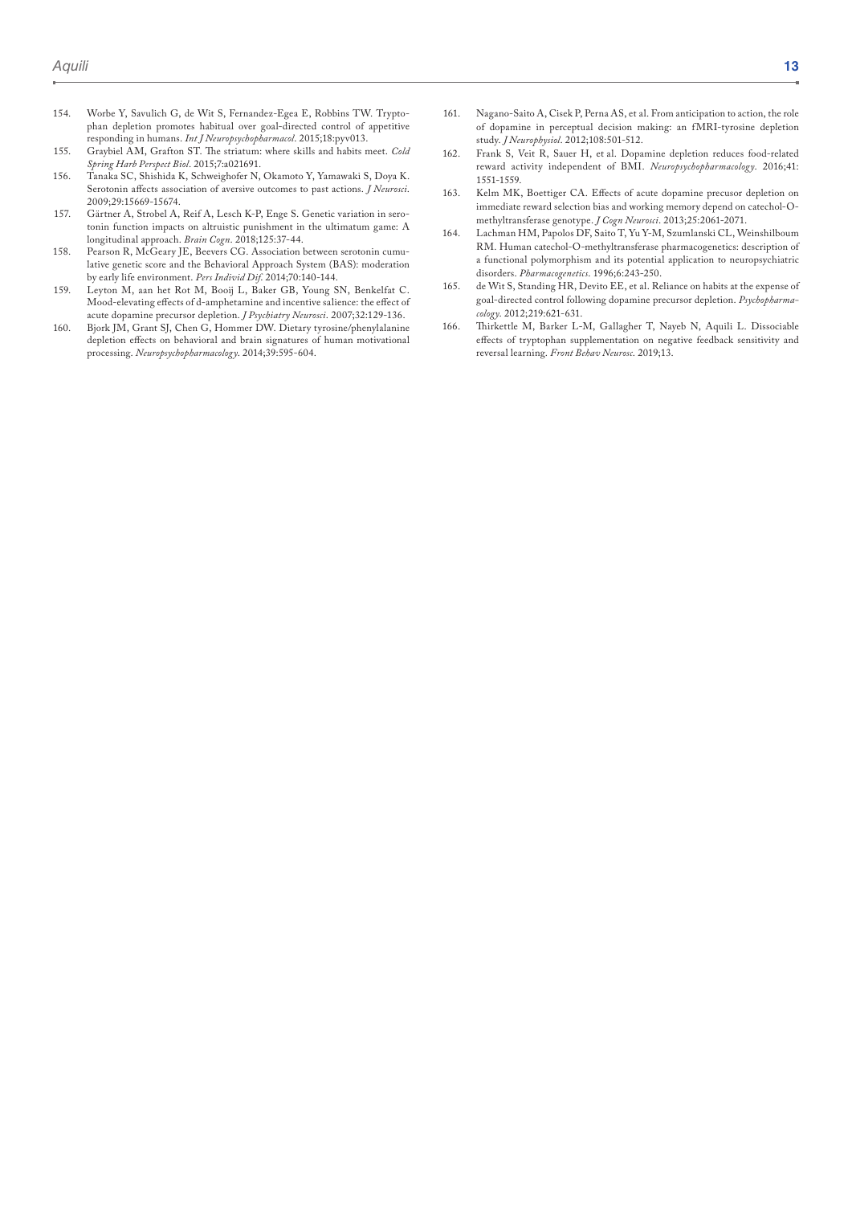154. Worbe Y, Savulich G, de Wit S, Fernandez-Egea E, Robbins TW. Tryptophan depletion promotes habitual over goal-directed control of appetitive responding in humans. *Int J Neuropsychopharmacol*. 2015;18:pyv013.
155. Graybiel AM, Grafton ST. The striatum: where skills and habits meet. *Cold Spring Harb Perspect Biol*. 2015;7:a021691.
156. Tanaka SC, Shishida K, Schweighofer N, Okamoto Y, Yamawaki S, Doya K. Serotonin affects association of aversive outcomes to past actions. *J Neurosci*. 2009;29:15669-15674.
157. Gärtner A, Strobel A, Reif A, Lesch K-P, Enge S. Genetic variation in serotonin function impacts on altruistic punishment in the ultimatum game: A longitudinal approach. *Brain Cogn*. 2018;125:37-44.
158. Pearson R, McGeary JE, Beevers CG. Association between serotonin cumulative genetic score and the Behavioral Approach System (BAS): moderation by early life environment. *Pers Individ Dif*. 2014;70:140-144.
159. Leyton M, aan het Rot M, Booij L, Baker GB, Young SN, Benkelfat C. Mood-elevating effects of d-amphetamine and incentive salience: the effect of acute dopamine precursor depletion. *J Psychiatry Neurosci*. 2007;32:129-136.
160. Bjork JM, Grant SJ, Chen G, Hommer DW. Dietary tyrosine/phenylalanine depletion effects on behavioral and brain signatures of human motivational processing. *Neuropsychopharmacology*. 2014;39:595-604.
161. Nagano-Saito A, Cisek P, Perna AS, et al. From anticipation to action, the role of dopamine in perceptual decision making: an fMRI-tyrosine depletion study. *J Neurophysiol*. 2012;108:501-512.
162. Frank S, Veit R, Sauer H, et al. Dopamine depletion reduces food-related reward activity independent of BMI. *Neuropsychopharmacology*. 2016;41: 1551-1559.
163. Kelm MK, Boettiger CA. Effects of acute dopamine precusor depletion on immediate reward selection bias and working memory depend on catechol-O-methyltransferase genotype. *J Cogn Neurosci*. 2013;25:2061-2071.
164. Lachman HM, Papolos DF, Saito T, Yu Y-M, Szumlanski CL, Weinshilboum RM. Human catechol-O-methyltransferase pharmacogenetics: description of a functional polymorphism and its potential application to neuropsychiatric disorders. *Pharmacogenetics*. 1996;6:243-250.
165. de Wit S, Standing HR, Devito EE, et al. Reliance on habits at the expense of goal-directed control following dopamine precursor depletion. *Psychopharmacology*. 2012;219:621-631.
166. Thirkettle M, Barker L-M, Gallagher T, Nayeb N, Aquili L. Dissociable effects of tryptophan supplementation on negative feedback sensitivity and reversal learning. *Front Behav Neurosc*. 2019;13.